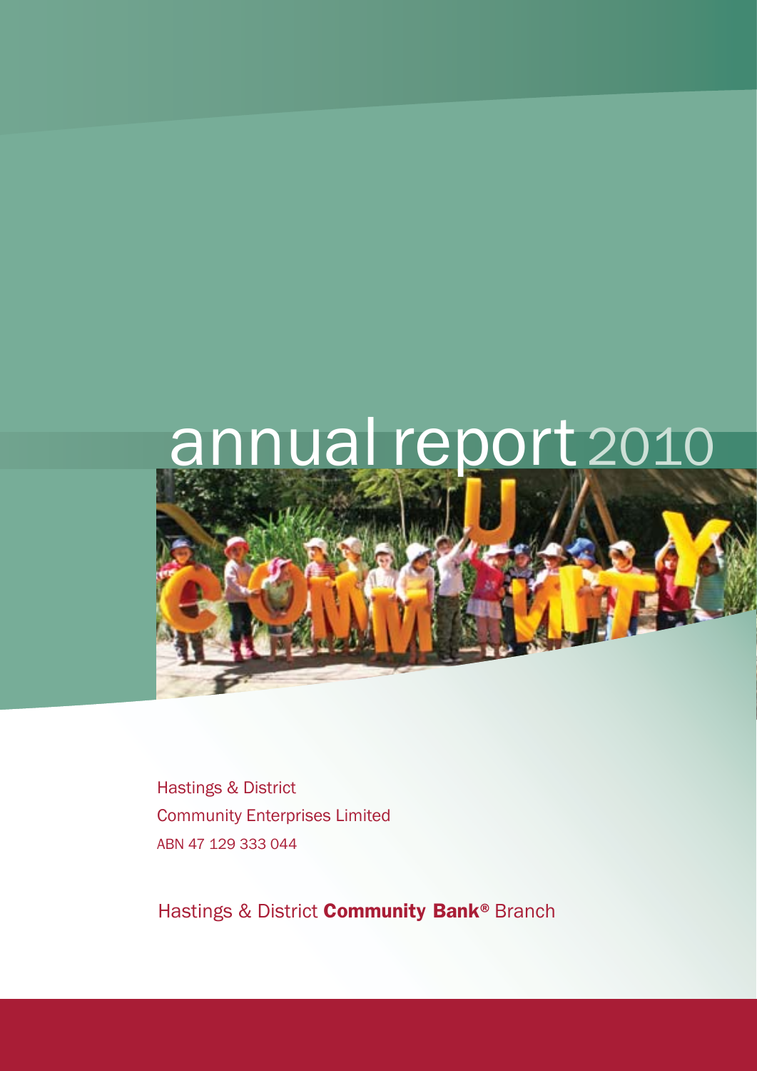# annual report 2010

Hastings & District
Community Enterprises Limited
ABN 47 129 333 044

Hastings & District **Community Bank®** Branch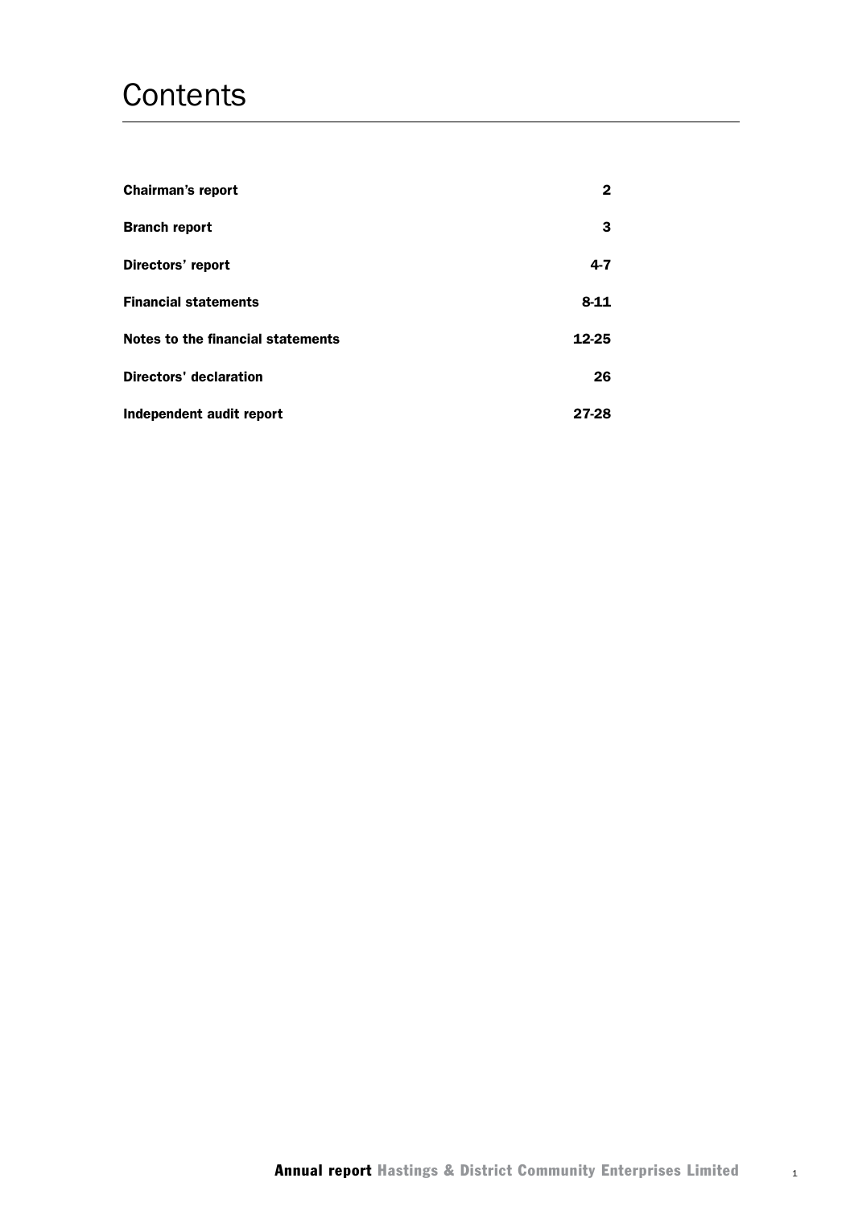# Contents

| | |
|---|---|
| **Chairman's report** | **2** |
| **Branch report** | **3** |
| **Directors' report** | **4-7** |
| **Financial statements** | **8-11** |
| **Notes to the financial statements** | **12-25** |
| **Directors' declaration** | **26** |
| **Independent audit report** | **27-28** |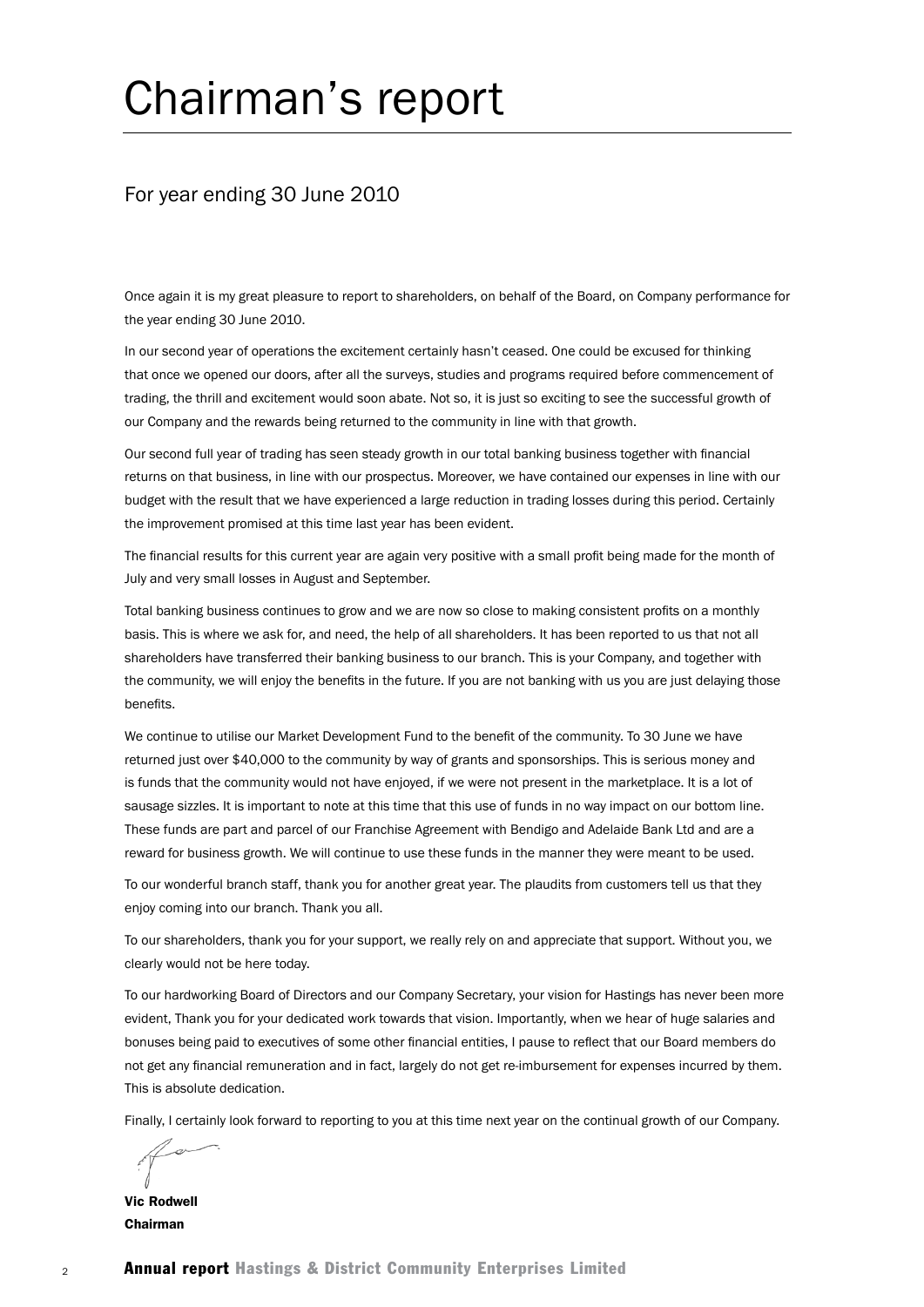# Chairman's report

## For year ending 30 June 2010

Once again it is my great pleasure to report to shareholders, on behalf of the Board, on Company performance for the year ending 30 June 2010.

In our second year of operations the excitement certainly hasn't ceased. One could be excused for thinking that once we opened our doors, after all the surveys, studies and programs required before commencement of trading, the thrill and excitement would soon abate. Not so, it is just so exciting to see the successful growth of our Company and the rewards being returned to the community in line with that growth.

Our second full year of trading has seen steady growth in our total banking business together with financial returns on that business, in line with our prospectus. Moreover, we have contained our expenses in line with our budget with the result that we have experienced a large reduction in trading losses during this period. Certainly the improvement promised at this time last year has been evident.

The financial results for this current year are again very positive with a small profit being made for the month of July and very small losses in August and September.

Total banking business continues to grow and we are now so close to making consistent profits on a monthly basis. This is where we ask for, and need, the help of all shareholders. It has been reported to us that not all shareholders have transferred their banking business to our branch. This is your Company, and together with the community, we will enjoy the benefits in the future. If you are not banking with us you are just delaying those benefits.

We continue to utilise our Market Development Fund to the benefit of the community. To 30 June we have returned just over $40,000 to the community by way of grants and sponsorships. This is serious money and is funds that the community would not have enjoyed, if we were not present in the marketplace. It is a lot of sausage sizzles. It is important to note at this time that this use of funds in no way impact on our bottom line. These funds are part and parcel of our Franchise Agreement with Bendigo and Adelaide Bank Ltd and are a reward for business growth. We will continue to use these funds in the manner they were meant to be used.

To our wonderful branch staff, thank you for another great year. The plaudits from customers tell us that they enjoy coming into our branch. Thank you all.

To our shareholders, thank you for your support, we really rely on and appreciate that support. Without you, we clearly would not be here today.

To our hardworking Board of Directors and our Company Secretary, your vision for Hastings has never been more evident, Thank you for your dedicated work towards that vision. Importantly, when we hear of huge salaries and bonuses being paid to executives of some other financial entities, I pause to reflect that our Board members do not get any financial remuneration and in fact, largely do not get re-imbursement for expenses incurred by them. This is absolute dedication.

Finally, I certainly look forward to reporting to you at this time next year on the continual growth of our Company.

**Vic Rodwell**
**Chairman**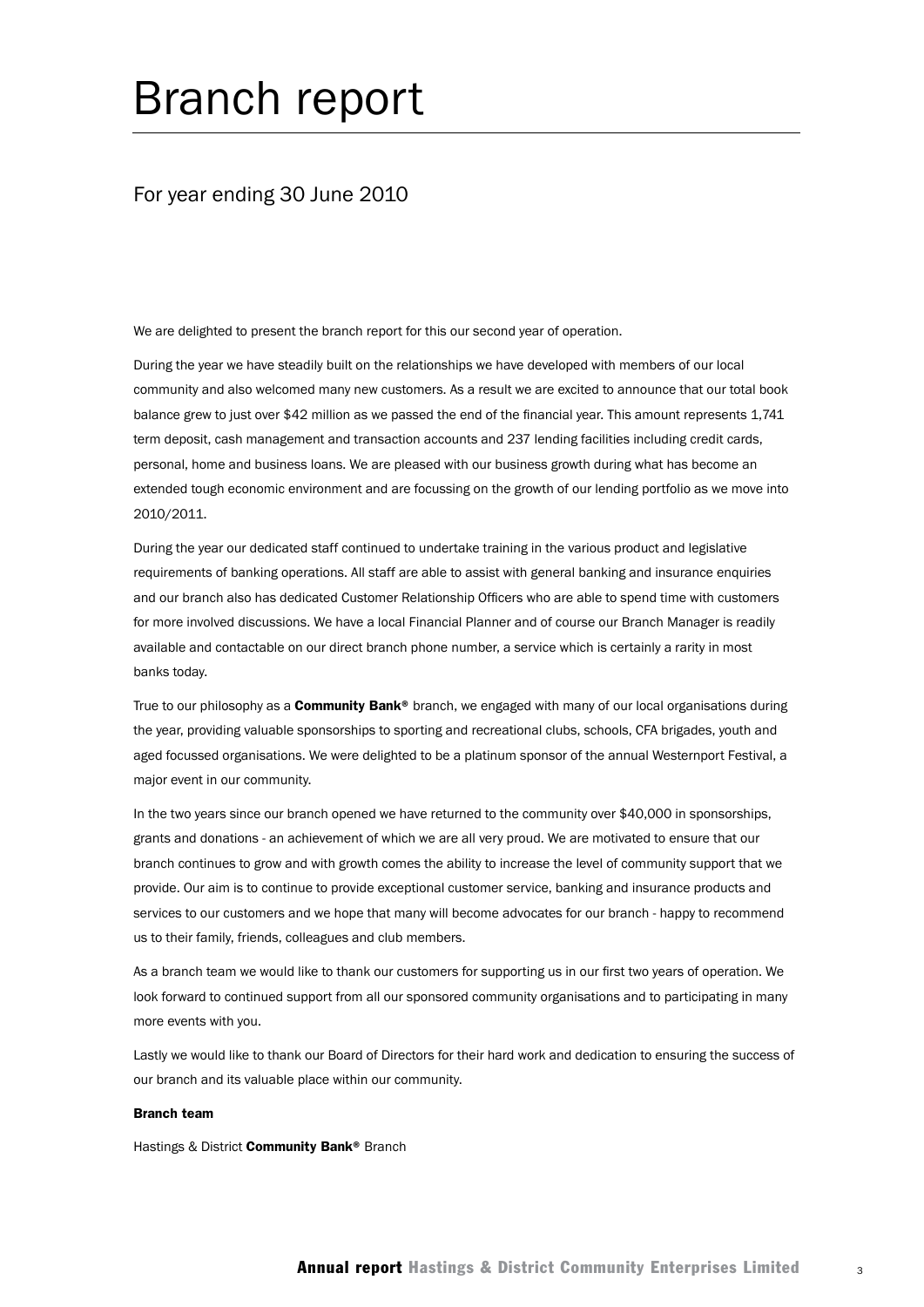# Branch report

## For year ending 30 June 2010

We are delighted to present the branch report for this our second year of operation.

During the year we have steadily built on the relationships we have developed with members of our local community and also welcomed many new customers. As a result we are excited to announce that our total book balance grew to just over $42 million as we passed the end of the financial year. This amount represents 1,741 term deposit, cash management and transaction accounts and 237 lending facilities including credit cards, personal, home and business loans. We are pleased with our business growth during what has become an extended tough economic environment and are focussing on the growth of our lending portfolio as we move into 2010/2011.

During the year our dedicated staff continued to undertake training in the various product and legislative requirements of banking operations. All staff are able to assist with general banking and insurance enquiries and our branch also has dedicated Customer Relationship Officers who are able to spend time with customers for more involved discussions. We have a local Financial Planner and of course our Branch Manager is readily available and contactable on our direct branch phone number, a service which is certainly a rarity in most banks today.

True to our philosophy as a **Community Bank**® branch, we engaged with many of our local organisations during the year, providing valuable sponsorships to sporting and recreational clubs, schools, CFA brigades, youth and aged focussed organisations. We were delighted to be a platinum sponsor of the annual Westernport Festival, a major event in our community.

In the two years since our branch opened we have returned to the community over $40,000 in sponsorships, grants and donations - an achievement of which we are all very proud. We are motivated to ensure that our branch continues to grow and with growth comes the ability to increase the level of community support that we provide. Our aim is to continue to provide exceptional customer service, banking and insurance products and services to our customers and we hope that many will become advocates for our branch - happy to recommend us to their family, friends, colleagues and club members.

As a branch team we would like to thank our customers for supporting us in our first two years of operation. We look forward to continued support from all our sponsored community organisations and to participating in many more events with you.

Lastly we would like to thank our Board of Directors for their hard work and dedication to ensuring the success of our branch and its valuable place within our community.

**Branch team**

Hastings & District **Community Bank**® Branch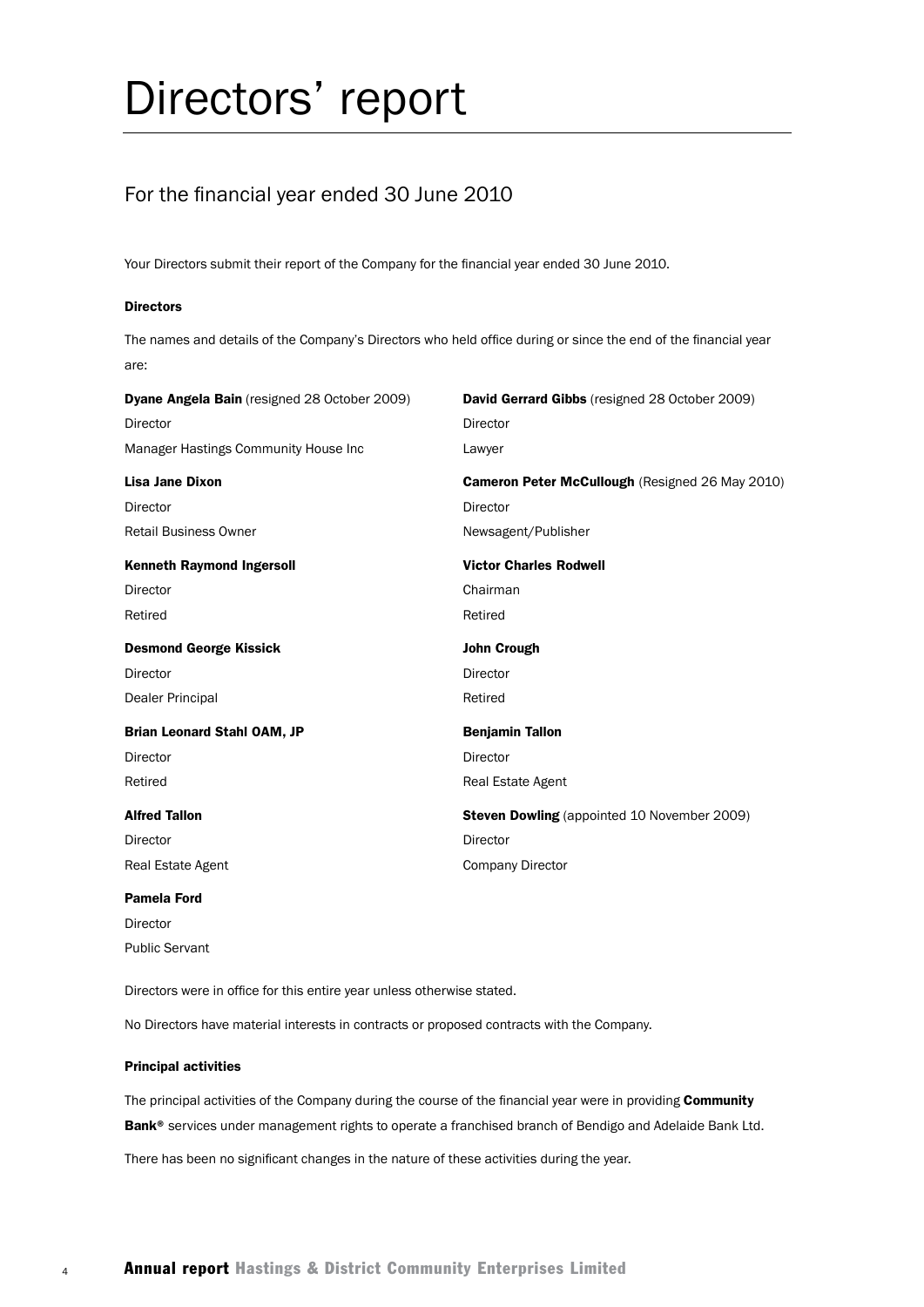# Directors' report

## For the financial year ended 30 June 2010

Your Directors submit their report of the Company for the financial year ended 30 June 2010.

### Directors

The names and details of the Company's Directors who held office during or since the end of the financial year are:

**Dyane Angela Bain** (resigned 28 October 2009)
Director
Manager Hastings Community House Inc

**Lisa Jane Dixon**
Director
Retail Business Owner

**Kenneth Raymond Ingersoll**
Director
Retired

**Desmond George Kissick**
Director
Dealer Principal

**Brian Leonard Stahl OAM, JP**
Director
Retired

**Alfred Tallon**
Director
Real Estate Agent

**Pamela Ford**
Director
Public Servant

**David Gerrard Gibbs** (resigned 28 October 2009)
Director
Lawyer

**Cameron Peter McCullough** (Resigned 26 May 2010)
Director
Newsagent/Publisher

**Victor Charles Rodwell**
Chairman
Retired

**John Crough**
Director
Retired

**Benjamin Tallon**
Director
Real Estate Agent

**Steven Dowling** (appointed 10 November 2009)
Director
Company Director

Directors were in office for this entire year unless otherwise stated.

No Directors have material interests in contracts or proposed contracts with the Company.

### Principal activities

The principal activities of the Company during the course of the financial year were in providing **Community Bank®** services under management rights to operate a franchised branch of Bendigo and Adelaide Bank Ltd.

There has been no significant changes in the nature of these activities during the year.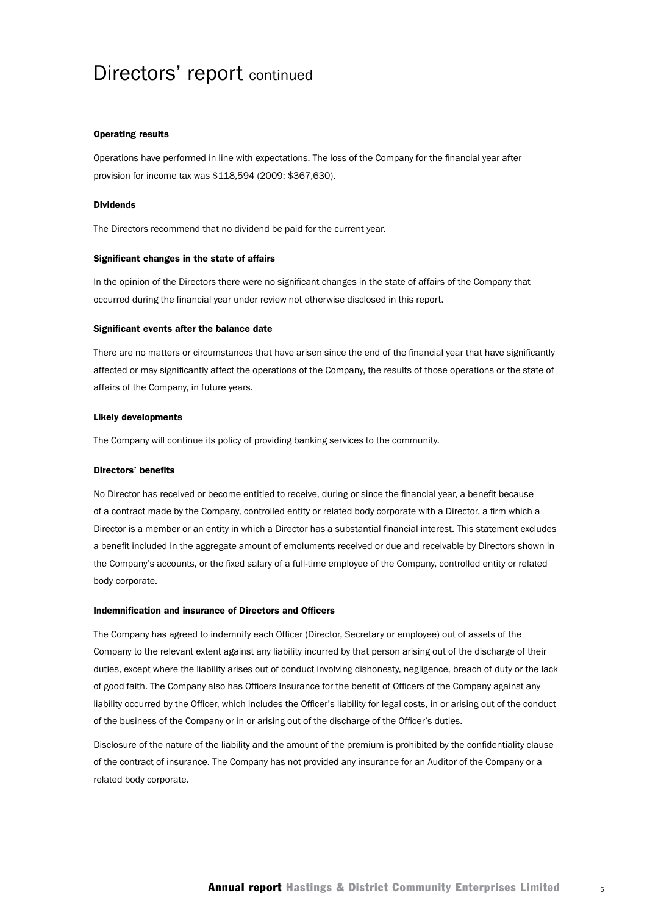# Directors' report continued

### Operating results

Operations have performed in line with expectations. The loss of the Company for the financial year after provision for income tax was $118,594 (2009: $367,630).

### Dividends

The Directors recommend that no dividend be paid for the current year.

### Significant changes in the state of affairs

In the opinion of the Directors there were no significant changes in the state of affairs of the Company that occurred during the financial year under review not otherwise disclosed in this report.

### Significant events after the balance date

There are no matters or circumstances that have arisen since the end of the financial year that have significantly affected or may significantly affect the operations of the Company, the results of those operations or the state of affairs of the Company, in future years.

### Likely developments

The Company will continue its policy of providing banking services to the community.

### Directors' benefits

No Director has received or become entitled to receive, during or since the financial year, a benefit because of a contract made by the Company, controlled entity or related body corporate with a Director, a firm which a Director is a member or an entity in which a Director has a substantial financial interest. This statement excludes a benefit included in the aggregate amount of emoluments received or due and receivable by Directors shown in the Company's accounts, or the fixed salary of a full-time employee of the Company, controlled entity or related body corporate.

### Indemnification and insurance of Directors and Officers

The Company has agreed to indemnify each Officer (Director, Secretary or employee) out of assets of the Company to the relevant extent against any liability incurred by that person arising out of the discharge of their duties, except where the liability arises out of conduct involving dishonesty, negligence, breach of duty or the lack of good faith. The Company also has Officers Insurance for the benefit of Officers of the Company against any liability occurred by the Officer, which includes the Officer's liability for legal costs, in or arising out of the conduct of the business of the Company or in or arising out of the discharge of the Officer's duties.

Disclosure of the nature of the liability and the amount of the premium is prohibited by the confidentiality clause of the contract of insurance. The Company has not provided any insurance for an Auditor of the Company or a related body corporate.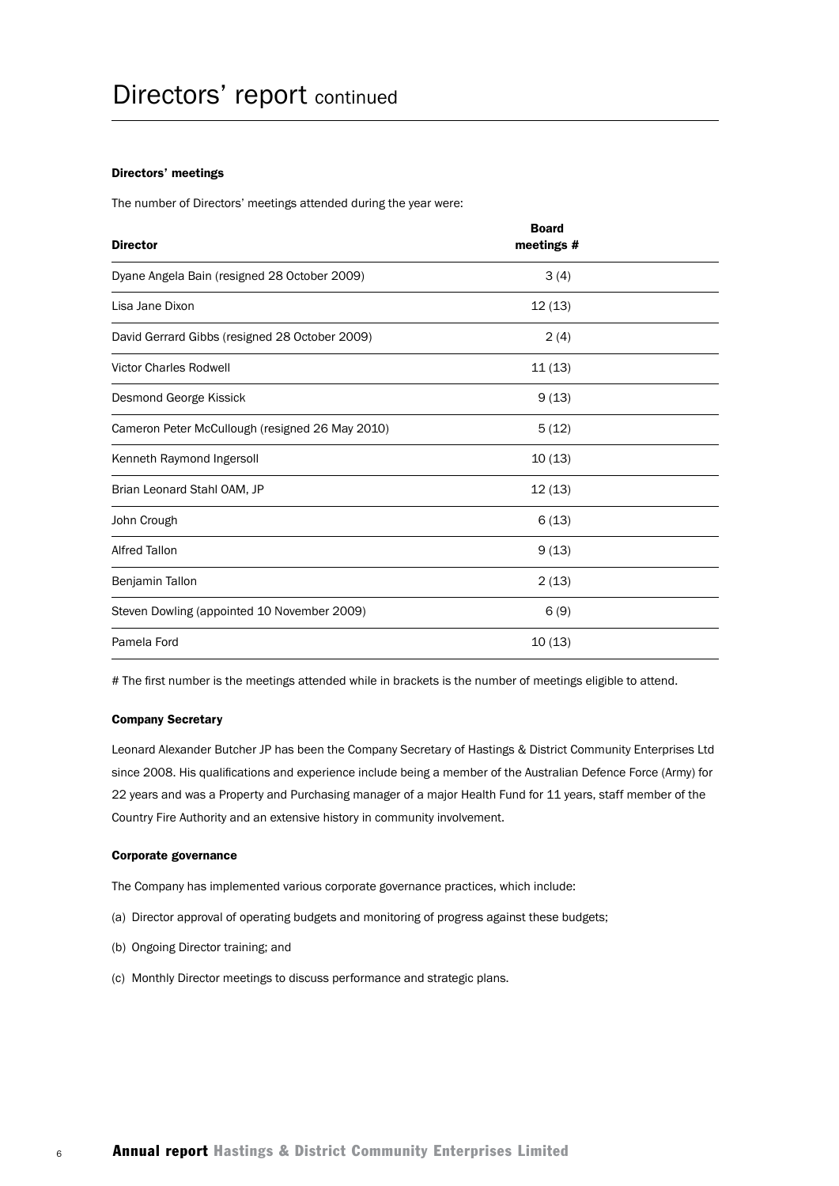# Directors' report continued

#### Directors' meetings

The number of Directors' meetings attended during the year were:

| Director | Board meetings # |
|---|---|
| Dyane Angela Bain (resigned 28 October 2009) | 3 (4) |
| Lisa Jane Dixon | 12 (13) |
| David Gerrard Gibbs (resigned 28 October 2009) | 2 (4) |
| Victor Charles Rodwell | 11 (13) |
| Desmond George Kissick | 9 (13) |
| Cameron Peter McCullough (resigned 26 May 2010) | 5 (12) |
| Kenneth Raymond Ingersoll | 10 (13) |
| Brian Leonard Stahl OAM, JP | 12 (13) |
| John Crough | 6 (13) |
| Alfred Tallon | 9 (13) |
| Benjamin Tallon | 2 (13) |
| Steven Dowling (appointed 10 November 2009) | 6 (9) |
| Pamela Ford | 10 (13) |

# The first number is the meetings attended while in brackets is the number of meetings eligible to attend.

#### Company Secretary

Leonard Alexander Butcher JP has been the Company Secretary of Hastings & District Community Enterprises Ltd since 2008. His qualifications and experience include being a member of the Australian Defence Force (Army) for 22 years and was a Property and Purchasing manager of a major Health Fund for 11 years, staff member of the Country Fire Authority and an extensive history in community involvement.

#### Corporate governance

The Company has implemented various corporate governance practices, which include:

(a) Director approval of operating budgets and monitoring of progress against these budgets;

(b) Ongoing Director training; and

(c) Monthly Director meetings to discuss performance and strategic plans.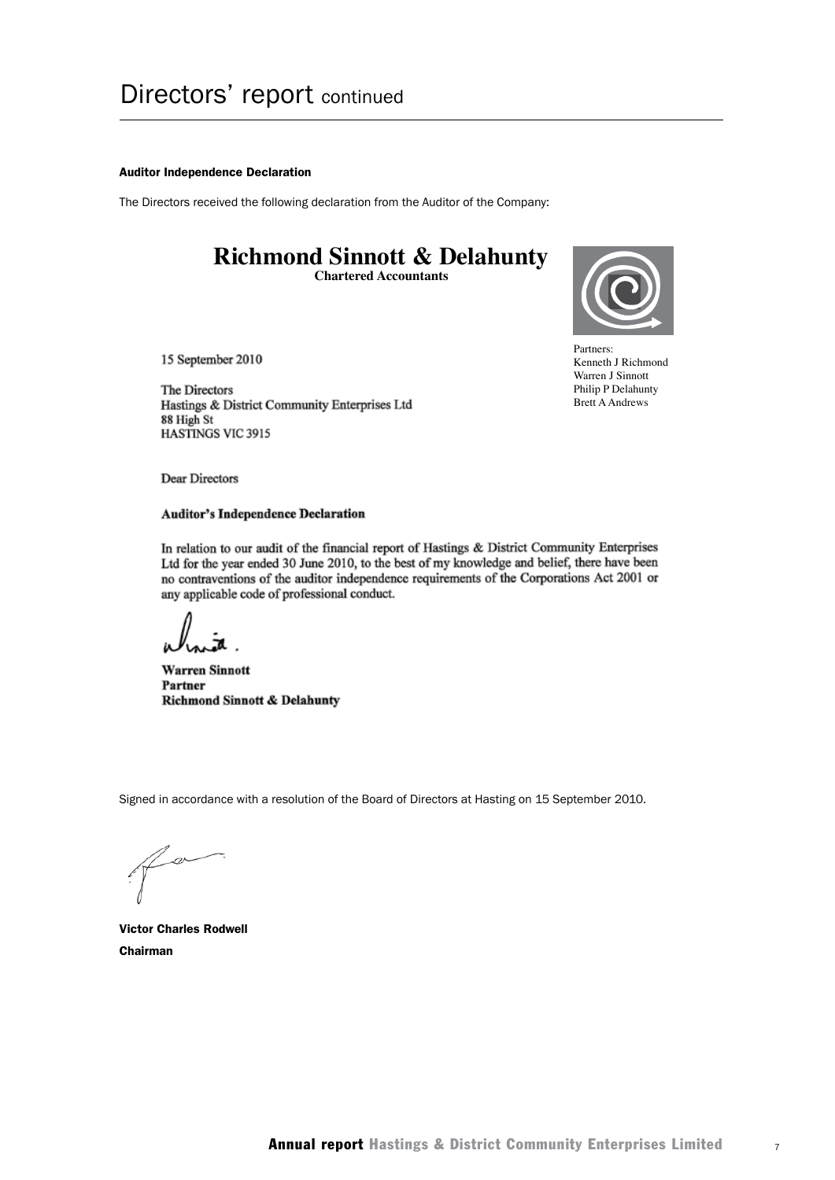# Directors' report continued

**Auditor Independence Declaration**

The Directors received the following declaration from the Auditor of the Company:

**Richmond Sinnott & Delahunty**
**Chartered Accountants**

Partners:
Kenneth J Richmond
Warren J Sinnott
Philip P Delahunty
Brett A Andrews

15 September 2010

The Directors
Hastings & District Community Enterprises Ltd
88 High St
HASTINGS VIC 3915

Dear Directors

**Auditor's Independence Declaration**

In relation to our audit of the financial report of Hastings & District Community Enterprises Ltd for the year ended 30 June 2010, to the best of my knowledge and belief, there have been no contraventions of the auditor independence requirements of the Corporations Act 2001 or any applicable code of professional conduct.

**Warren Sinnott**
**Partner**
**Richmond Sinnott & Delahunty**

Signed in accordance with a resolution of the Board of Directors at Hasting on 15 September 2010.

**Victor Charles Rodwell**
**Chairman**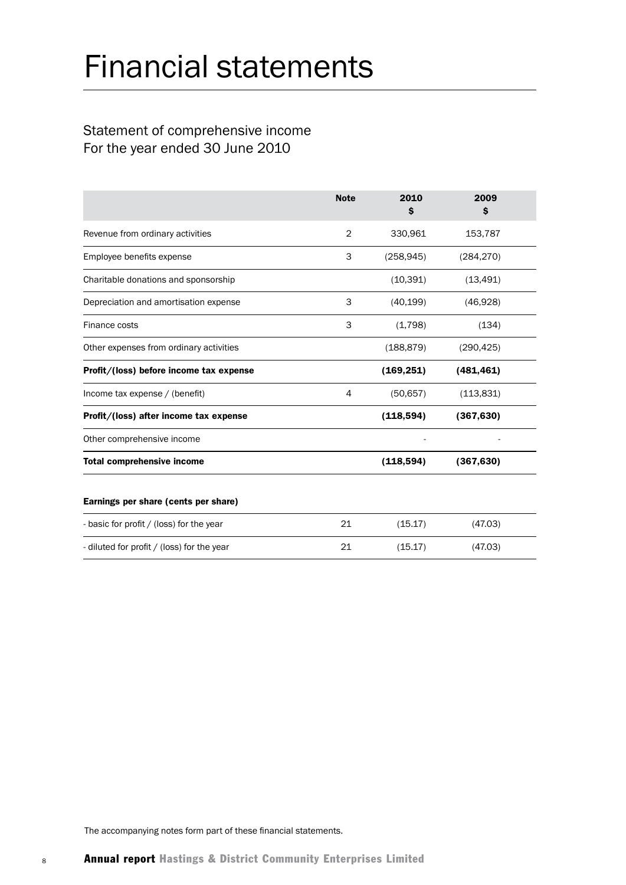# Financial statements

## Statement of comprehensive income
For the year ended 30 June 2010

| | Note | 2010 $ | 2009 $ |
|---|---|---|---|
| Revenue from ordinary activities | 2 | 330,961 | 153,787 |
| Employee benefits expense | 3 | (258,945) | (284,270) |
| Charitable donations and sponsorship | | (10,391) | (13,491) |
| Depreciation and amortisation expense | 3 | (40,199) | (46,928) |
| Finance costs | 3 | (1,798) | (134) |
| Other expenses from ordinary activities | | (188,879) | (290,425) |
| **Profit/(loss) before income tax expense** | | **(169,251)** | **(481,461)** |
| Income tax expense / (benefit) | 4 | (50,657) | (113,831) |
| **Profit/(loss) after income tax expense** | | **(118,594)** | **(367,630)** |
| Other comprehensive income | | - | - |
| **Total comprehensive income** | | **(118,594)** | **(367,630)** |

| **Earnings per share (cents per share)** | | | |
|---|---|---|---|
| - basic for profit / (loss) for the year | 21 | (15.17) | (47.03) |
| - diluted for profit / (loss) for the year | 21 | (15.17) | (47.03) |

The accompanying notes form part of these financial statements.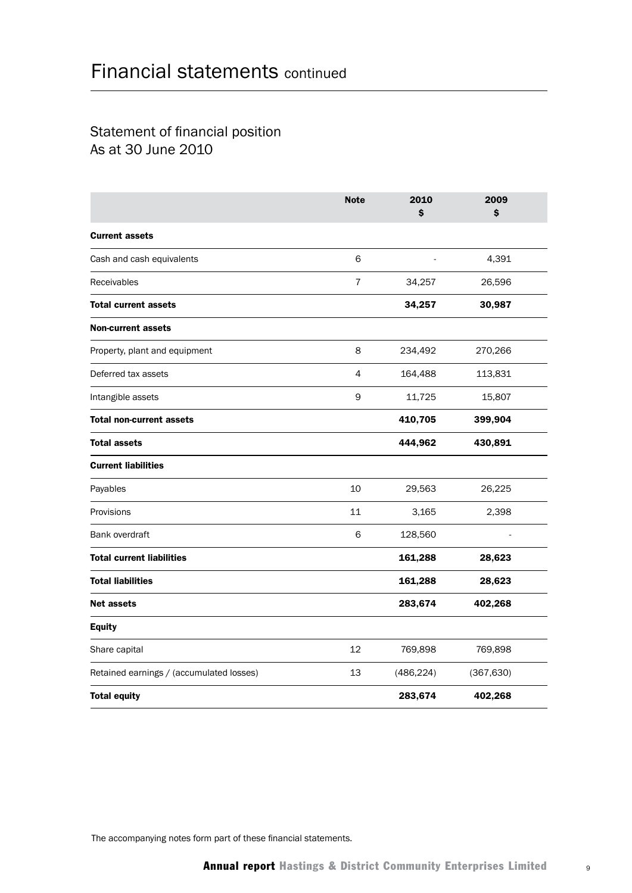# Financial statements continued

## Statement of financial position
As at 30 June 2010

| | Note | 2010<br>$ | 2009<br>$ |
|---|---|---|---|
| **Current assets** | | | |
| Cash and cash equivalents | 6 | - | 4,391 |
| Receivables | 7 | 34,257 | 26,596 |
| **Total current assets** | | **34,257** | **30,987** |
| **Non-current assets** | | | |
| Property, plant and equipment | 8 | 234,492 | 270,266 |
| Deferred tax assets | 4 | 164,488 | 113,831 |
| Intangible assets | 9 | 11,725 | 15,807 |
| **Total non-current assets** | | **410,705** | **399,904** |
| **Total assets** | | **444,962** | **430,891** |
| **Current liabilities** | | | |
| Payables | 10 | 29,563 | 26,225 |
| Provisions | 11 | 3,165 | 2,398 |
| Bank overdraft | 6 | 128,560 | - |
| **Total current liabilities** | | **161,288** | **28,623** |
| **Total liabilities** | | **161,288** | **28,623** |
| **Net assets** | | **283,674** | **402,268** |
| **Equity** | | | |
| Share capital | 12 | 769,898 | 769,898 |
| Retained earnings / (accumulated losses) | 13 | (486,224) | (367,630) |
| **Total equity** | | **283,674** | **402,268** |

The accompanying notes form part of these financial statements.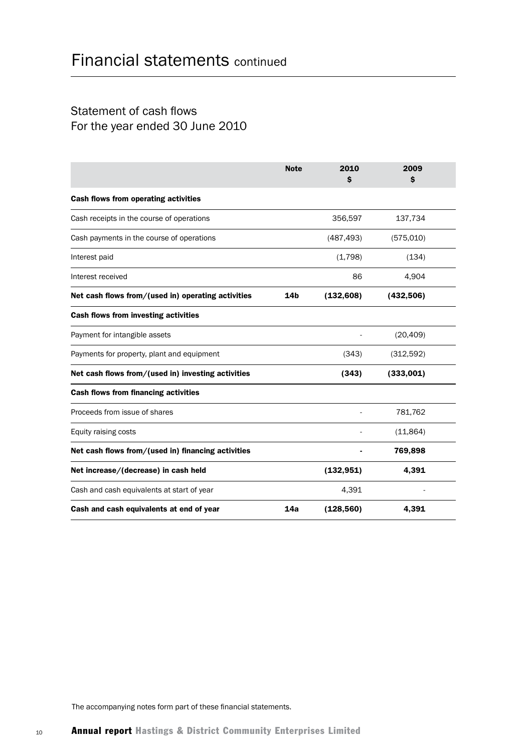# Financial statements continued

## Statement of cash flows
For the year ended 30 June 2010

| | Note | 2010 $ | 2009 $ |
|---|---|---|---|
| **Cash flows from operating activities** | | | |
| Cash receipts in the course of operations | | 356,597 | 137,734 |
| Cash payments in the course of operations | | (487,493) | (575,010) |
| Interest paid | | (1,798) | (134) |
| Interest received | | 86 | 4,904 |
| **Net cash flows from/(used in) operating activities** | **14b** | **(132,608)** | **(432,506)** |
| **Cash flows from investing activities** | | | |
| Payment for intangible assets | | - | (20,409) |
| Payments for property, plant and equipment | | (343) | (312,592) |
| **Net cash flows from/(used in) investing activities** | | **(343)** | **(333,001)** |
| **Cash flows from financing activities** | | | |
| Proceeds from issue of shares | | - | 781,762 |
| Equity raising costs | | - | (11,864) |
| **Net cash flows from/(used in) financing activities** | | **-** | **769,898** |
| **Net increase/(decrease) in cash held** | | **(132,951)** | **4,391** |
| Cash and cash equivalents at start of year | | 4,391 | - |
| **Cash and cash equivalents at end of year** | **14a** | **(128,560)** | **4,391** |

The accompanying notes form part of these financial statements.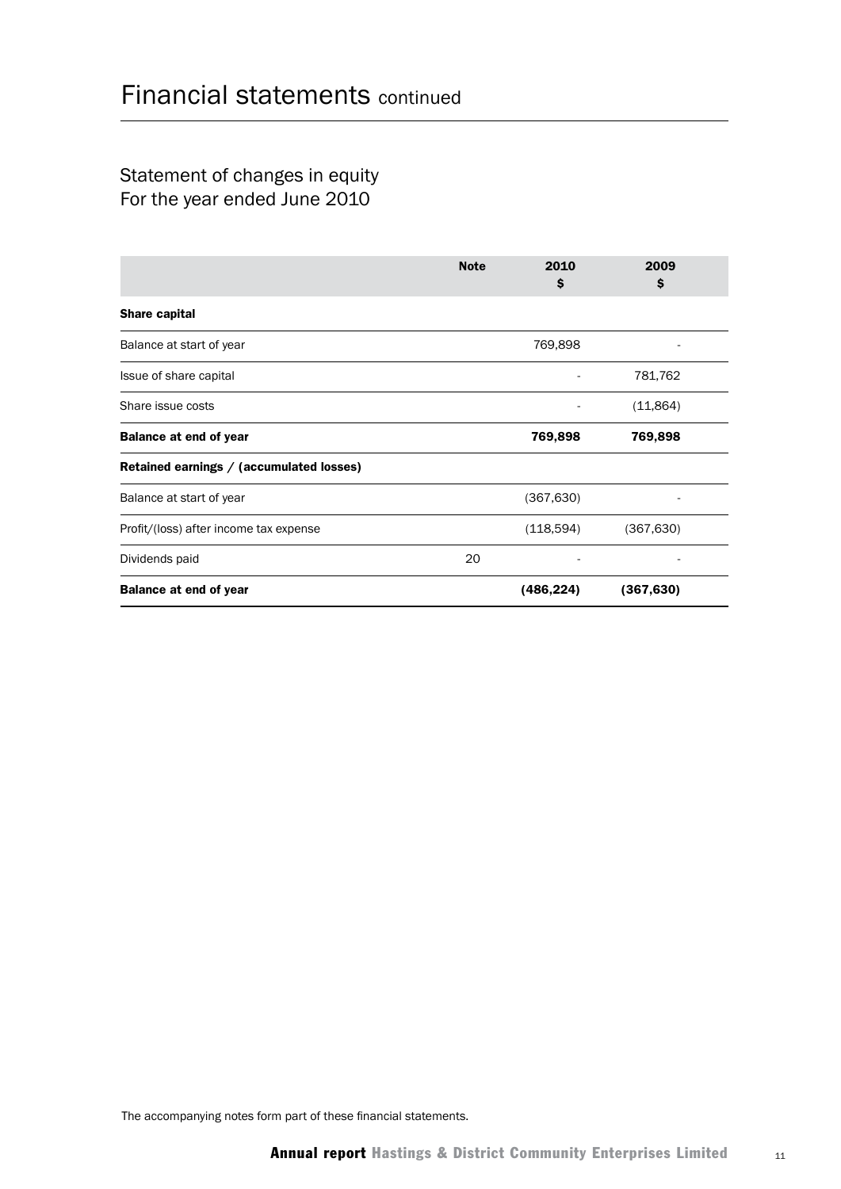# Financial statements continued

## Statement of changes in equity
## For the year ended June 2010

| | Note | 2010 $ | 2009 $ |
|---|---|---|---|
| **Share capital** | | | |
| Balance at start of year | | 769,898 | - |
| Issue of share capital | | - | 781,762 |
| Share issue costs | | - | (11,864) |
| **Balance at end of year** | | **769,898** | **769,898** |
| **Retained earnings / (accumulated losses)** | | | |
| Balance at start of year | | (367,630) | - |
| Profit/(loss) after income tax expense | | (118,594) | (367,630) |
| Dividends paid | 20 | - | - |
| **Balance at end of year** | | **(486,224)** | **(367,630)** |

The accompanying notes form part of these financial statements.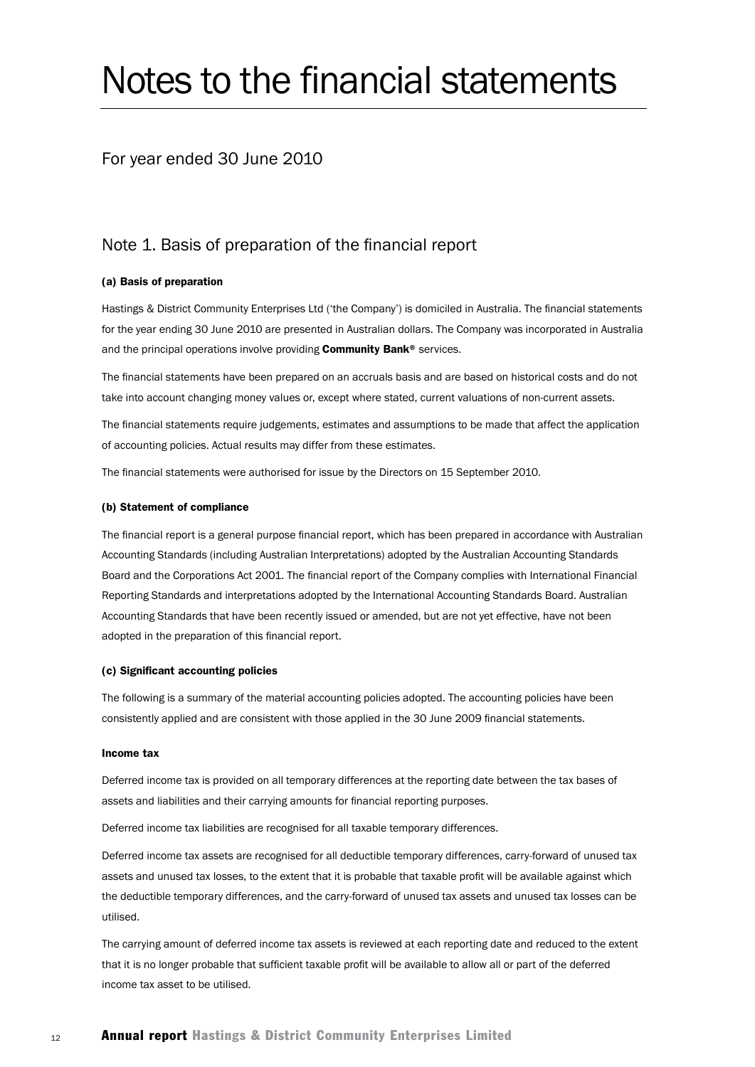# Notes to the financial statements

For year ended 30 June 2010

## Note 1. Basis of preparation of the financial report

#### (a) Basis of preparation

Hastings & District Community Enterprises Ltd ('the Company') is domiciled in Australia. The financial statements for the year ending 30 June 2010 are presented in Australian dollars. The Company was incorporated in Australia and the principal operations involve providing **Community Bank®** services.

The financial statements have been prepared on an accruals basis and are based on historical costs and do not take into account changing money values or, except where stated, current valuations of non-current assets.

The financial statements require judgements, estimates and assumptions to be made that affect the application of accounting policies. Actual results may differ from these estimates.

The financial statements were authorised for issue by the Directors on 15 September 2010.

#### (b) Statement of compliance

The financial report is a general purpose financial report, which has been prepared in accordance with Australian Accounting Standards (including Australian Interpretations) adopted by the Australian Accounting Standards Board and the Corporations Act 2001. The financial report of the Company complies with International Financial Reporting Standards and interpretations adopted by the International Accounting Standards Board. Australian Accounting Standards that have been recently issued or amended, but are not yet effective, have not been adopted in the preparation of this financial report.

#### (c) Significant accounting policies

The following is a summary of the material accounting policies adopted. The accounting policies have been consistently applied and are consistent with those applied in the 30 June 2009 financial statements.

#### Income tax

Deferred income tax is provided on all temporary differences at the reporting date between the tax bases of assets and liabilities and their carrying amounts for financial reporting purposes.

Deferred income tax liabilities are recognised for all taxable temporary differences.

Deferred income tax assets are recognised for all deductible temporary differences, carry-forward of unused tax assets and unused tax losses, to the extent that it is probable that taxable profit will be available against which the deductible temporary differences, and the carry-forward of unused tax assets and unused tax losses can be utilised.

The carrying amount of deferred income tax assets is reviewed at each reporting date and reduced to the extent that it is no longer probable that sufficient taxable profit will be available to allow all or part of the deferred income tax asset to be utilised.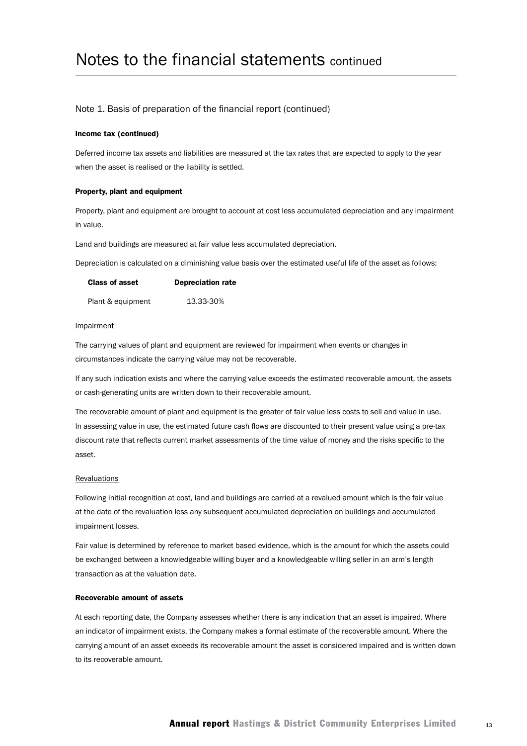# Notes to the financial statements continued

## Note 1. Basis of preparation of the financial report (continued)

**Income tax (continued)**

Deferred income tax assets and liabilities are measured at the tax rates that are expected to apply to the year when the asset is realised or the liability is settled.

**Property, plant and equipment**

Property, plant and equipment are brought to account at cost less accumulated depreciation and any impairment in value.

Land and buildings are measured at fair value less accumulated depreciation.

Depreciation is calculated on a diminishing value basis over the estimated useful life of the asset as follows:

| Class of asset | Depreciation rate |
| --- | --- |
| Plant & equipment | 13.33-30% |

Impairment

The carrying values of plant and equipment are reviewed for impairment when events or changes in circumstances indicate the carrying value may not be recoverable.

If any such indication exists and where the carrying value exceeds the estimated recoverable amount, the assets or cash-generating units are written down to their recoverable amount.

The recoverable amount of plant and equipment is the greater of fair value less costs to sell and value in use. In assessing value in use, the estimated future cash flows are discounted to their present value using a pre-tax discount rate that reflects current market assessments of the time value of money and the risks specific to the asset.

Revaluations

Following initial recognition at cost, land and buildings are carried at a revalued amount which is the fair value at the date of the revaluation less any subsequent accumulated depreciation on buildings and accumulated impairment losses.

Fair value is determined by reference to market based evidence, which is the amount for which the assets could be exchanged between a knowledgeable willing buyer and a knowledgeable willing seller in an arm's length transaction as at the valuation date.

**Recoverable amount of assets**

At each reporting date, the Company assesses whether there is any indication that an asset is impaired. Where an indicator of impairment exists, the Company makes a formal estimate of the recoverable amount. Where the carrying amount of an asset exceeds its recoverable amount the asset is considered impaired and is written down to its recoverable amount.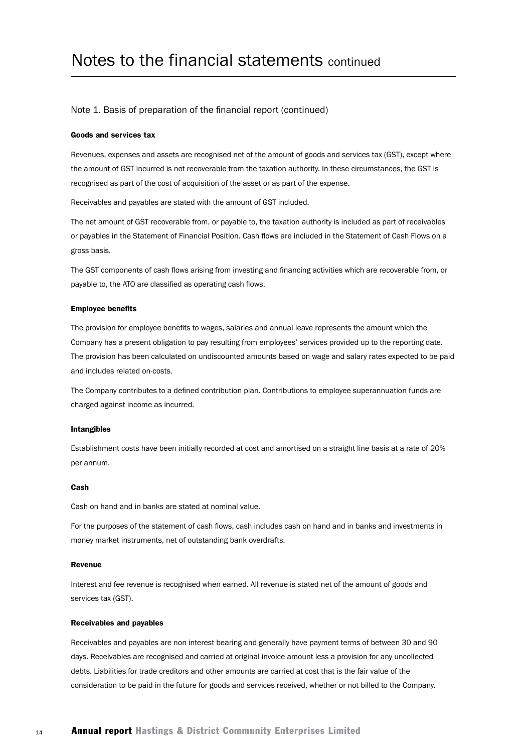# Notes to the financial statements continued

## Note 1. Basis of preparation of the financial report (continued)

### Goods and services tax

Revenues, expenses and assets are recognised net of the amount of goods and services tax (GST), except where the amount of GST incurred is not recoverable from the taxation authority. In these circumstances, the GST is recognised as part of the cost of acquisition of the asset or as part of the expense.

Receivables and payables are stated with the amount of GST included.

The net amount of GST recoverable from, or payable to, the taxation authority is included as part of receivables or payables in the Statement of Financial Position. Cash flows are included in the Statement of Cash Flows on a gross basis.

The GST components of cash flows arising from investing and financing activities which are recoverable from, or payable to, the ATO are classified as operating cash flows.

### Employee benefits

The provision for employee benefits to wages, salaries and annual leave represents the amount which the Company has a present obligation to pay resulting from employees' services provided up to the reporting date. The provision has been calculated on undiscounted amounts based on wage and salary rates expected to be paid and includes related on-costs.

The Company contributes to a defined contribution plan. Contributions to employee superannuation funds are charged against income as incurred.

### Intangibles

Establishment costs have been initially recorded at cost and amortised on a straight line basis at a rate of 20% per annum.

### Cash

Cash on hand and in banks are stated at nominal value.

For the purposes of the statement of cash flows, cash includes cash on hand and in banks and investments in money market instruments, net of outstanding bank overdrafts.

### Revenue

Interest and fee revenue is recognised when earned. All revenue is stated net of the amount of goods and services tax (GST).

### Receivables and payables

Receivables and payables are non interest bearing and generally have payment terms of between 30 and 90 days. Receivables are recognised and carried at original invoice amount less a provision for any uncollected debts. Liabilities for trade creditors and other amounts are carried at cost that is the fair value of the consideration to be paid in the future for goods and services received, whether or not billed to the Company.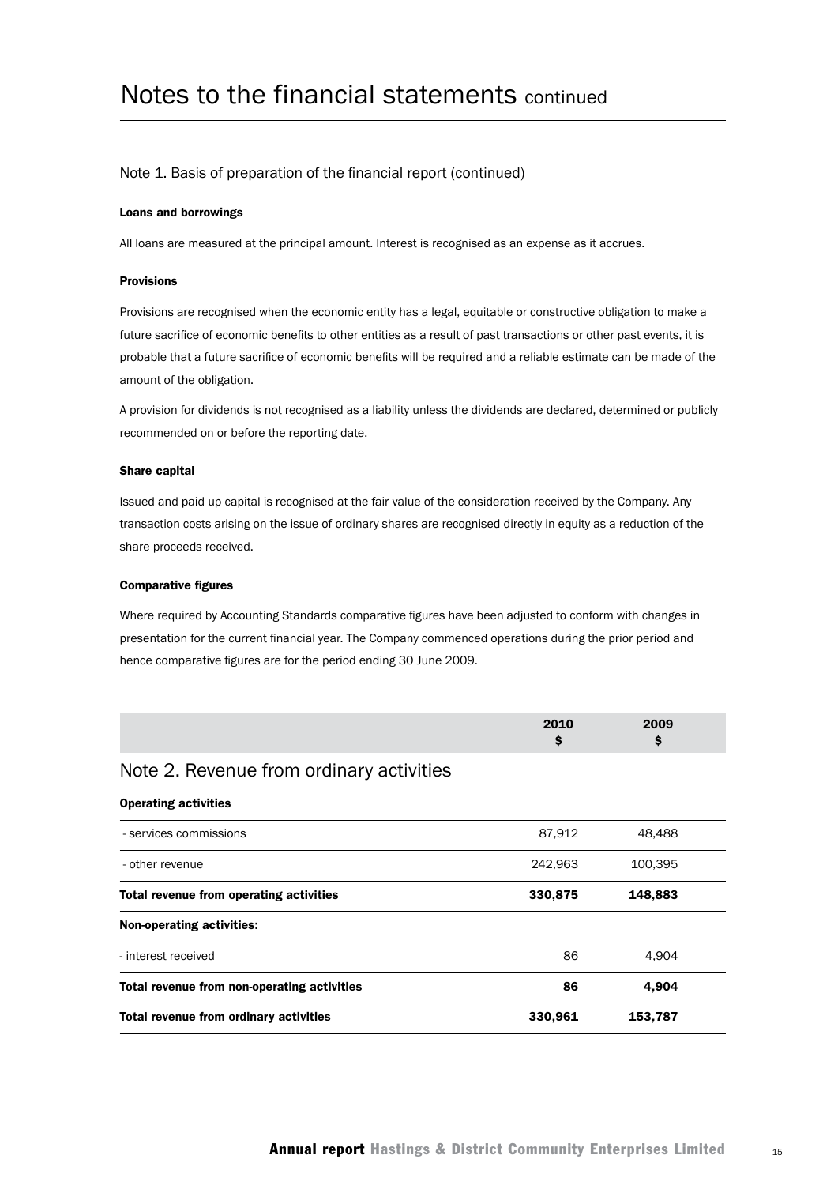# Notes to the financial statements continued

## Note 1. Basis of preparation of the financial report (continued)

**Loans and borrowings**

All loans are measured at the principal amount. Interest is recognised as an expense as it accrues.

**Provisions**

Provisions are recognised when the economic entity has a legal, equitable or constructive obligation to make a future sacrifice of economic benefits to other entities as a result of past transactions or other past events, it is probable that a future sacrifice of economic benefits will be required and a reliable estimate can be made of the amount of the obligation.

A provision for dividends is not recognised as a liability unless the dividends are declared, determined or publicly recommended on or before the reporting date.

**Share capital**

Issued and paid up capital is recognised at the fair value of the consideration received by the Company. Any transaction costs arising on the issue of ordinary shares are recognised directly in equity as a reduction of the share proceeds received.

**Comparative figures**

Where required by Accounting Standards comparative figures have been adjusted to conform with changes in presentation for the current financial year. The Company commenced operations during the prior period and hence comparative figures are for the period ending 30 June 2009.

## Note 2. Revenue from ordinary activities

| | 2010 $ | 2009 $ |
|---|---|---|
| **Operating activities** | | |
| - services commissions | 87,912 | 48,488 |
| - other revenue | 242,963 | 100,395 |
| **Total revenue from operating activities** | **330,875** | **148,883** |
| **Non-operating activities:** | | |
| - interest received | 86 | 4,904 |
| **Total revenue from non-operating activities** | **86** | **4,904** |
| **Total revenue from ordinary activities** | **330,961** | **153,787** |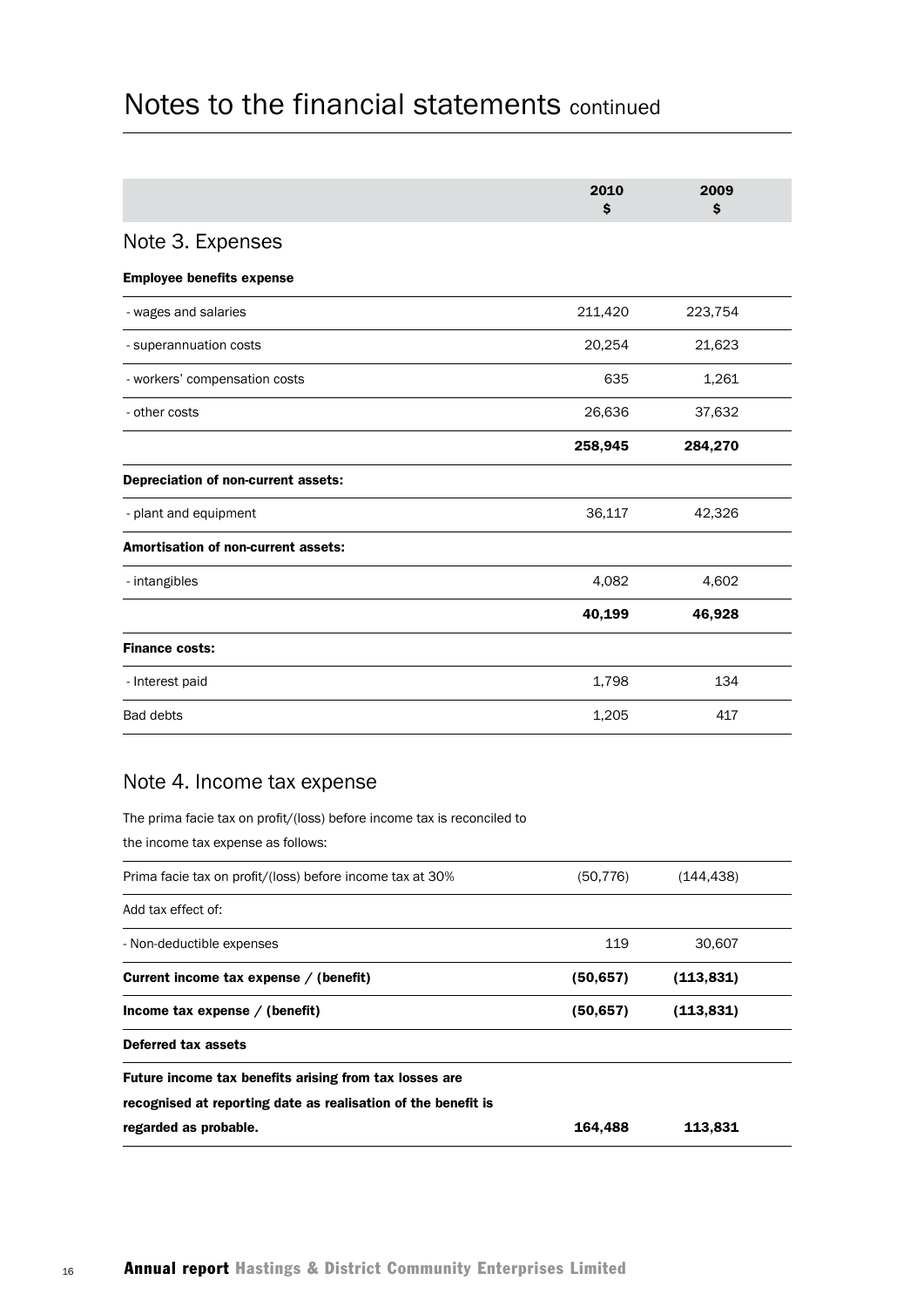# Notes to the financial statements continued

| | 2010<br>$ | 2009<br>$ |
|---|---|---|
| **Note 3. Expenses** | | |
| **Employee benefits expense** | | |
| - wages and salaries | 211,420 | 223,754 |
| - superannuation costs | 20,254 | 21,623 |
| - workers' compensation costs | 635 | 1,261 |
| - other costs | 26,636 | 37,632 |
| | **258,945** | **284,270** |
| **Depreciation of non-current assets:** | | |
| - plant and equipment | 36,117 | 42,326 |
| **Amortisation of non-current assets:** | | |
| - intangibles | 4,082 | 4,602 |
| | **40,199** | **46,928** |
| **Finance costs:** | | |
| - Interest paid | 1,798 | 134 |
| Bad debts | 1,205 | 417 |

## Note 4. Income tax expense

The prima facie tax on profit/(loss) before income tax is reconciled to the income tax expense as follows:

| | 2010<br>$ | 2009<br>$ |
|---|---|---|
| Prima facie tax on profit/(loss) before income tax at 30% | (50,776) | (144,438) |
| Add tax effect of: | | |
| - Non-deductible expenses | 119 | 30,607 |
| **Current income tax expense / (benefit)** | **(50,657)** | **(113,831)** |
| **Income tax expense / (benefit)** | **(50,657)** | **(113,831)** |
| **Deferred tax assets** | | |
| **Future income tax benefits arising from tax losses are recognised at reporting date as realisation of the benefit is regarded as probable.** | **164,488** | **113,831** |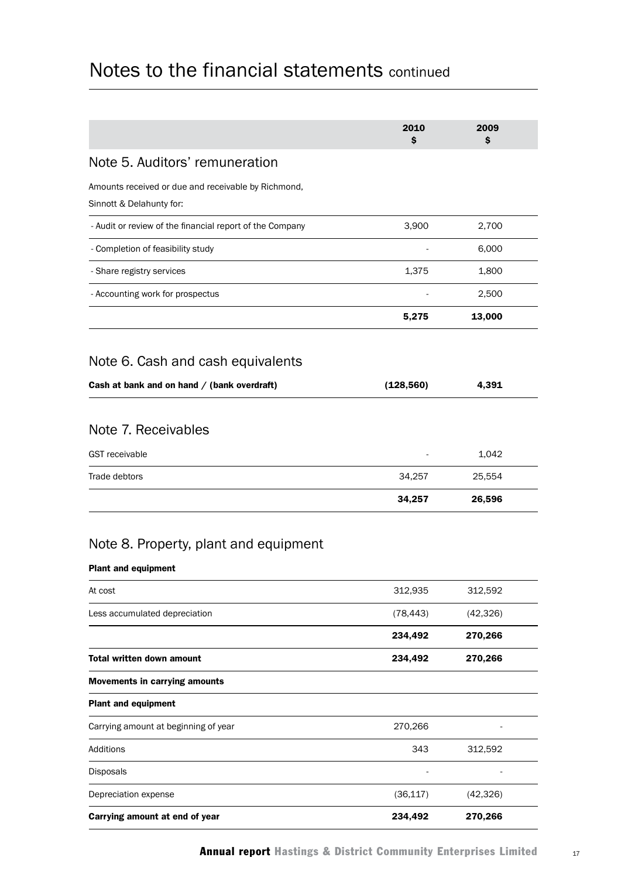# Notes to the financial statements continued

| | 2010<br>$ | 2009<br>$ |
|---|---|---|

## Note 5. Auditors' remuneration

Amounts received or due and receivable by Richmond, Sinnott & Delahunty for:

| | 2010<br>$ | 2009<br>$ |
|---|---|---|
| - Audit or review of the financial report of the Company | 3,900 | 2,700 |
| - Completion of feasibility study | - | 6,000 |
| - Share registry services | 1,375 | 1,800 |
| - Accounting work for prospectus | - | 2,500 |
| | **5,275** | **13,000** |

## Note 6. Cash and cash equivalents

| | 2010<br>$ | 2009<br>$ |
|---|---|---|
| **Cash at bank and on hand / (bank overdraft)** | **(128,560)** | **4,391** |

## Note 7. Receivables

| | 2010<br>$ | 2009<br>$ |
|---|---|---|
| GST receivable | - | 1,042 |
| Trade debtors | 34,257 | 25,554 |
| | **34,257** | **26,596** |

## Note 8. Property, plant and equipment

| | 2010<br>$ | 2009<br>$ |
|---|---|---|
| **Plant and equipment** | | |
| At cost | 312,935 | 312,592 |
| Less accumulated depreciation | (78,443) | (42,326) |
| | **234,492** | **270,266** |
| **Total written down amount** | **234,492** | **270,266** |
| **Movements in carrying amounts** | | |
| **Plant and equipment** | | |
| Carrying amount at beginning of year | 270,266 | - |
| Additions | 343 | 312,592 |
| Disposals | - | - |
| Depreciation expense | (36,117) | (42,326) |
| **Carrying amount at end of year** | **234,492** | **270,266** |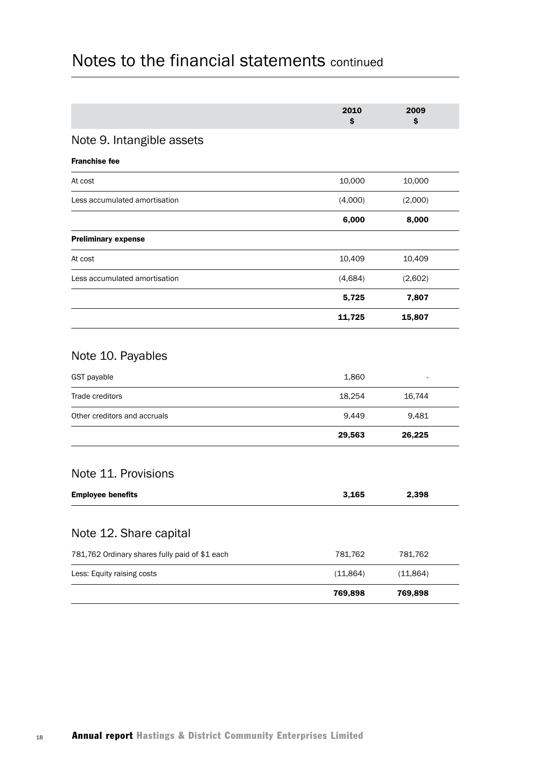# Notes to the financial statements continued

| | 2010 $ | 2009 $ |
|---|---|---|

## Note 9. Intangible assets

| | 2010 $ | 2009 $ |
|---|---|---|
| **Franchise fee** | | |
| At cost | 10,000 | 10,000 |
| Less accumulated amortisation | (4,000) | (2,000) |
| | **6,000** | **8,000** |
| **Preliminary expense** | | |
| At cost | 10,409 | 10,409 |
| Less accumulated amortisation | (4,684) | (2,602) |
| | **5,725** | **7,807** |
| | **11,725** | **15,807** |

## Note 10. Payables

| | 2010 $ | 2009 $ |
|---|---|---|
| GST payable | 1,860 | - |
| Trade creditors | 18,254 | 16,744 |
| Other creditors and accruals | 9,449 | 9,481 |
| | **29,563** | **26,225** |

## Note 11. Provisions

| | 2010 $ | 2009 $ |
|---|---|---|
| **Employee benefits** | **3,165** | **2,398** |

## Note 12. Share capital

| | 2010 $ | 2009 $ |
|---|---|---|
| 781,762 Ordinary shares fully paid of $1 each | 781,762 | 781,762 |
| Less: Equity raising costs | (11,864) | (11,864) |
| | **769,898** | **769,898** |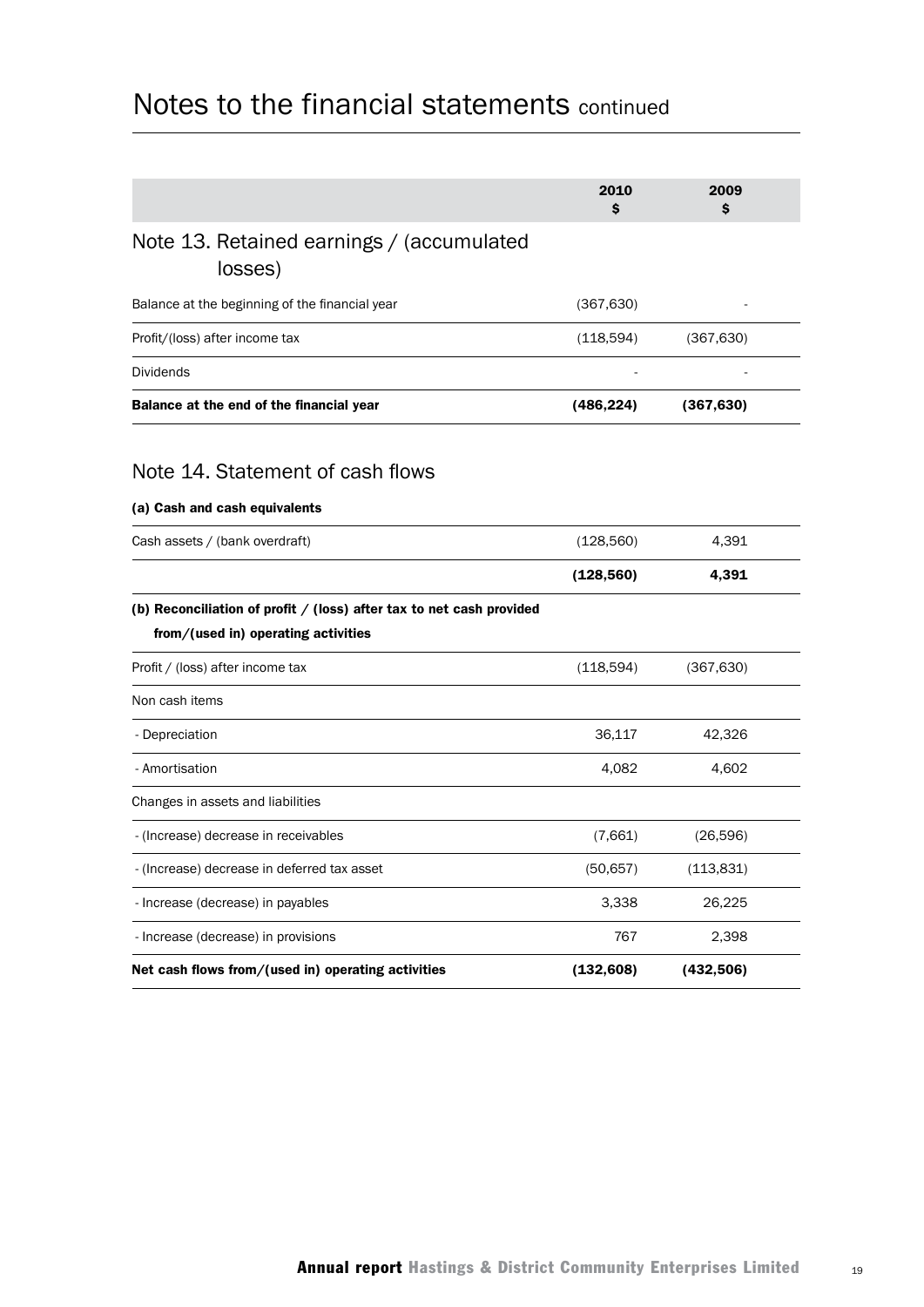# Notes to the financial statements continued

| | 2010<br>$ | 2009<br>$ |
|---|---|---|
| **Note 13. Retained earnings / (accumulated losses)** | | |
| Balance at the beginning of the financial year | (367,630) | - |
| Profit/(loss) after income tax | (118,594) | (367,630) |
| Dividends | - | - |
| **Balance at the end of the financial year** | **(486,224)** | **(367,630)** |

## Note 14. Statement of cash flows

**(a) Cash and cash equivalents**

| | 2010<br>$ | 2009<br>$ |
|---|---|---|
| Cash assets / (bank overdraft) | (128,560) | 4,391 |
| | **(128,560)** | **4,391** |

**(b) Reconciliation of profit / (loss) after tax to net cash provided from/(used in) operating activities**

| | 2010<br>$ | 2009<br>$ |
|---|---|---|
| Profit / (loss) after income tax | (118,594) | (367,630) |
| Non cash items | | |
| - Depreciation | 36,117 | 42,326 |
| - Amortisation | 4,082 | 4,602 |
| Changes in assets and liabilities | | |
| - (Increase) decrease in receivables | (7,661) | (26,596) |
| - (Increase) decrease in deferred tax asset | (50,657) | (113,831) |
| - Increase (decrease) in payables | 3,338 | 26,225 |
| - Increase (decrease) in provisions | 767 | 2,398 |
| **Net cash flows from/(used in) operating activities** | **(132,608)** | **(432,506)** |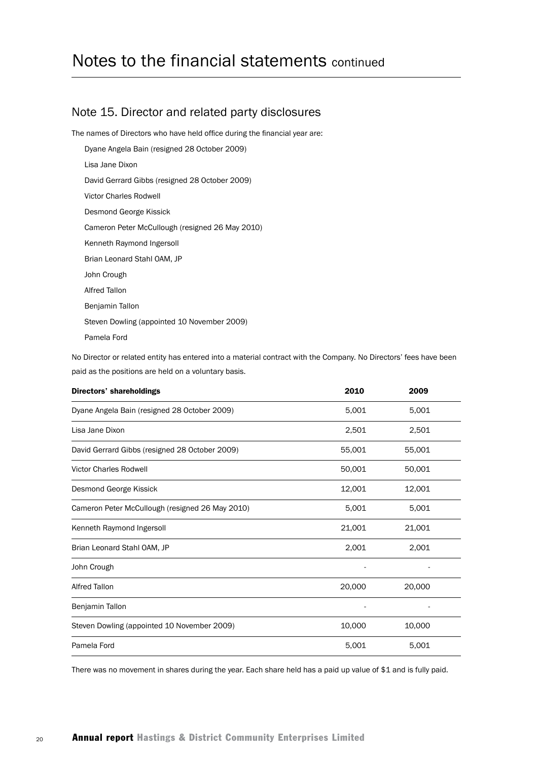# Notes to the financial statements continued

## Note 15. Director and related party disclosures

The names of Directors who have held office during the financial year are:

Dyane Angela Bain (resigned 28 October 2009)

Lisa Jane Dixon

David Gerrard Gibbs (resigned 28 October 2009)

Victor Charles Rodwell

Desmond George Kissick

Cameron Peter McCullough (resigned 26 May 2010)

Kenneth Raymond Ingersoll

Brian Leonard Stahl OAM, JP

John Crough

Alfred Tallon

Benjamin Tallon

Steven Dowling (appointed 10 November 2009)

Pamela Ford

No Director or related entity has entered into a material contract with the Company. No Directors' fees have been paid as the positions are held on a voluntary basis.

| Directors' shareholdings | 2010 | 2009 |
|---|---|---|
| Dyane Angela Bain (resigned 28 October 2009) | 5,001 | 5,001 |
| Lisa Jane Dixon | 2,501 | 2,501 |
| David Gerrard Gibbs (resigned 28 October 2009) | 55,001 | 55,001 |
| Victor Charles Rodwell | 50,001 | 50,001 |
| Desmond George Kissick | 12,001 | 12,001 |
| Cameron Peter McCullough (resigned 26 May 2010) | 5,001 | 5,001 |
| Kenneth Raymond Ingersoll | 21,001 | 21,001 |
| Brian Leonard Stahl OAM, JP | 2,001 | 2,001 |
| John Crough | - | - |
| Alfred Tallon | 20,000 | 20,000 |
| Benjamin Tallon | - | - |
| Steven Dowling (appointed 10 November 2009) | 10,000 | 10,000 |
| Pamela Ford | 5,001 | 5,001 |

There was no movement in shares during the year. Each share held has a paid up value of $1 and is fully paid.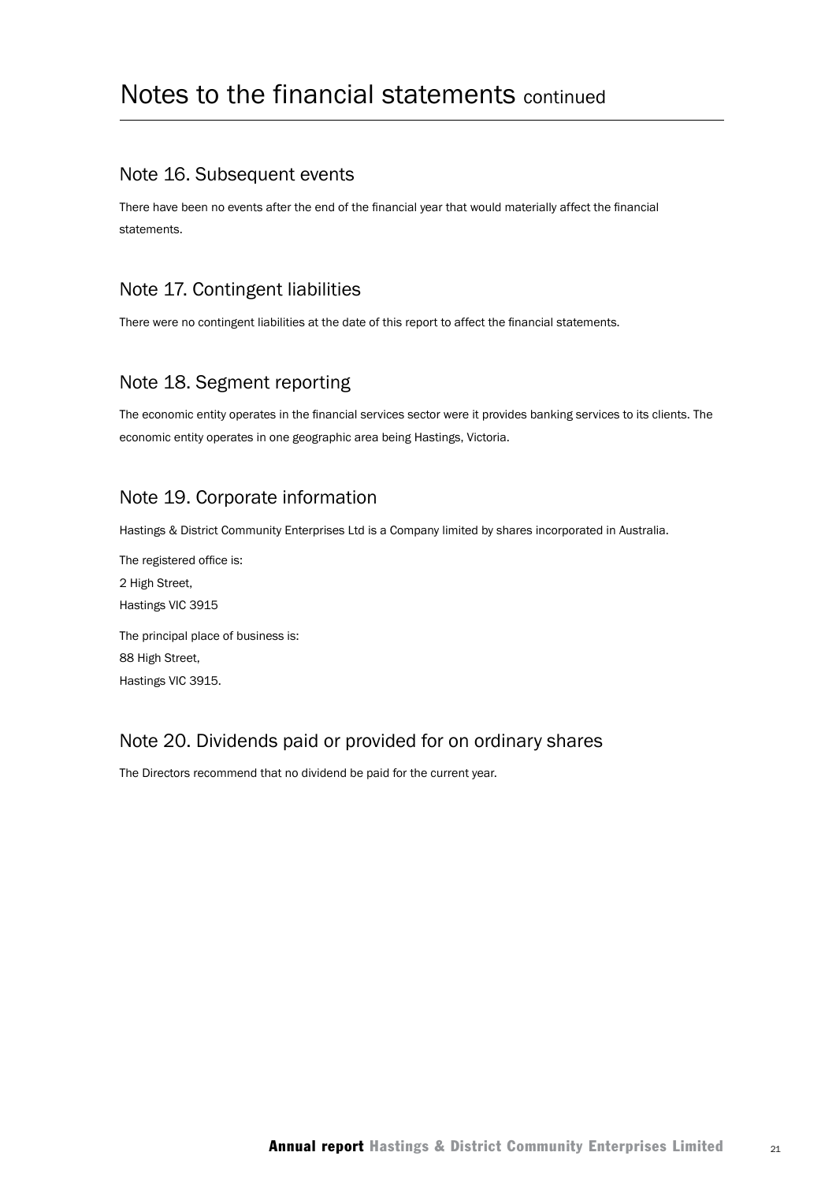# Notes to the financial statements continued

## Note 16. Subsequent events

There have been no events after the end of the financial year that would materially affect the financial statements.

## Note 17. Contingent liabilities

There were no contingent liabilities at the date of this report to affect the financial statements.

## Note 18. Segment reporting

The economic entity operates in the financial services sector were it provides banking services to its clients. The economic entity operates in one geographic area being Hastings, Victoria.

## Note 19. Corporate information

Hastings & District Community Enterprises Ltd is a Company limited by shares incorporated in Australia.

The registered office is:
2 High Street,
Hastings VIC 3915

The principal place of business is:
88 High Street,
Hastings VIC 3915.

## Note 20. Dividends paid or provided for on ordinary shares

The Directors recommend that no dividend be paid for the current year.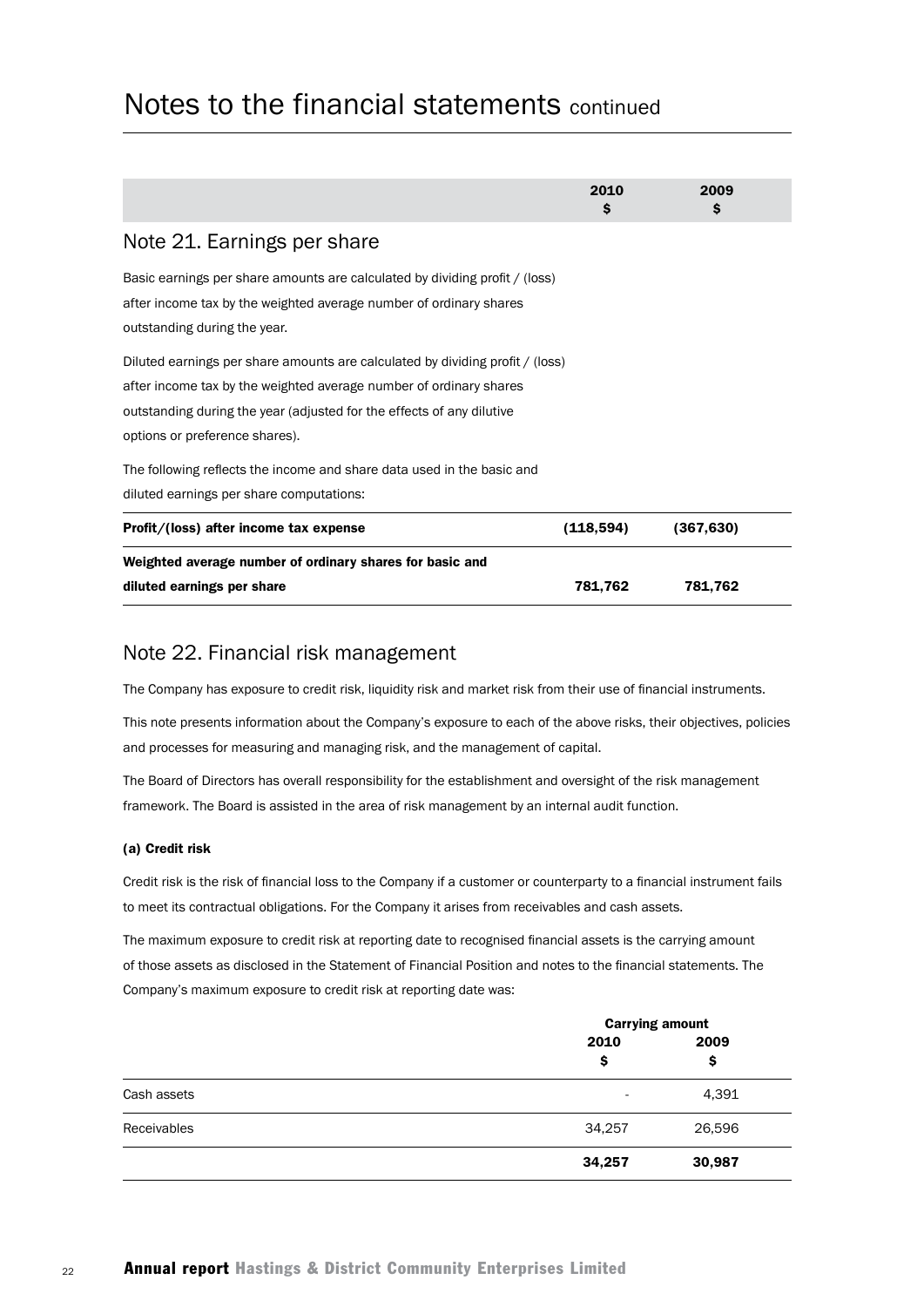# Notes to the financial statements continued

| | 2010<br>$ | 2009<br>$ |
|---|---|---|

## Note 21. Earnings per share

Basic earnings per share amounts are calculated by dividing profit / (loss) after income tax by the weighted average number of ordinary shares outstanding during the year.

Diluted earnings per share amounts are calculated by dividing profit / (loss) after income tax by the weighted average number of ordinary shares outstanding during the year (adjusted for the effects of any dilutive options or preference shares).

The following reflects the income and share data used in the basic and diluted earnings per share computations:

| | 2010<br>$ | 2009<br>$ |
|---|---|---|
| **Profit/(loss) after income tax expense** | **(118,594)** | **(367,630)** |
| **Weighted average number of ordinary shares for basic and diluted earnings per share** | **781,762** | **781,762** |

## Note 22. Financial risk management

The Company has exposure to credit risk, liquidity risk and market risk from their use of financial instruments.

This note presents information about the Company's exposure to each of the above risks, their objectives, policies and processes for measuring and managing risk, and the management of capital.

The Board of Directors has overall responsibility for the establishment and oversight of the risk management framework. The Board is assisted in the area of risk management by an internal audit function.

**(a) Credit risk**

Credit risk is the risk of financial loss to the Company if a customer or counterparty to a financial instrument fails to meet its contractual obligations. For the Company it arises from receivables and cash assets.

The maximum exposure to credit risk at reporting date to recognised financial assets is the carrying amount of those assets as disclosed in the Statement of Financial Position and notes to the financial statements. The Company's maximum exposure to credit risk at reporting date was:

| | Carrying amount | |
|---|---|---|
| | 2010<br>$ | 2009<br>$ |
| Cash assets | - | 4,391 |
| Receivables | 34,257 | 26,596 |
| | **34,257** | **30,987** |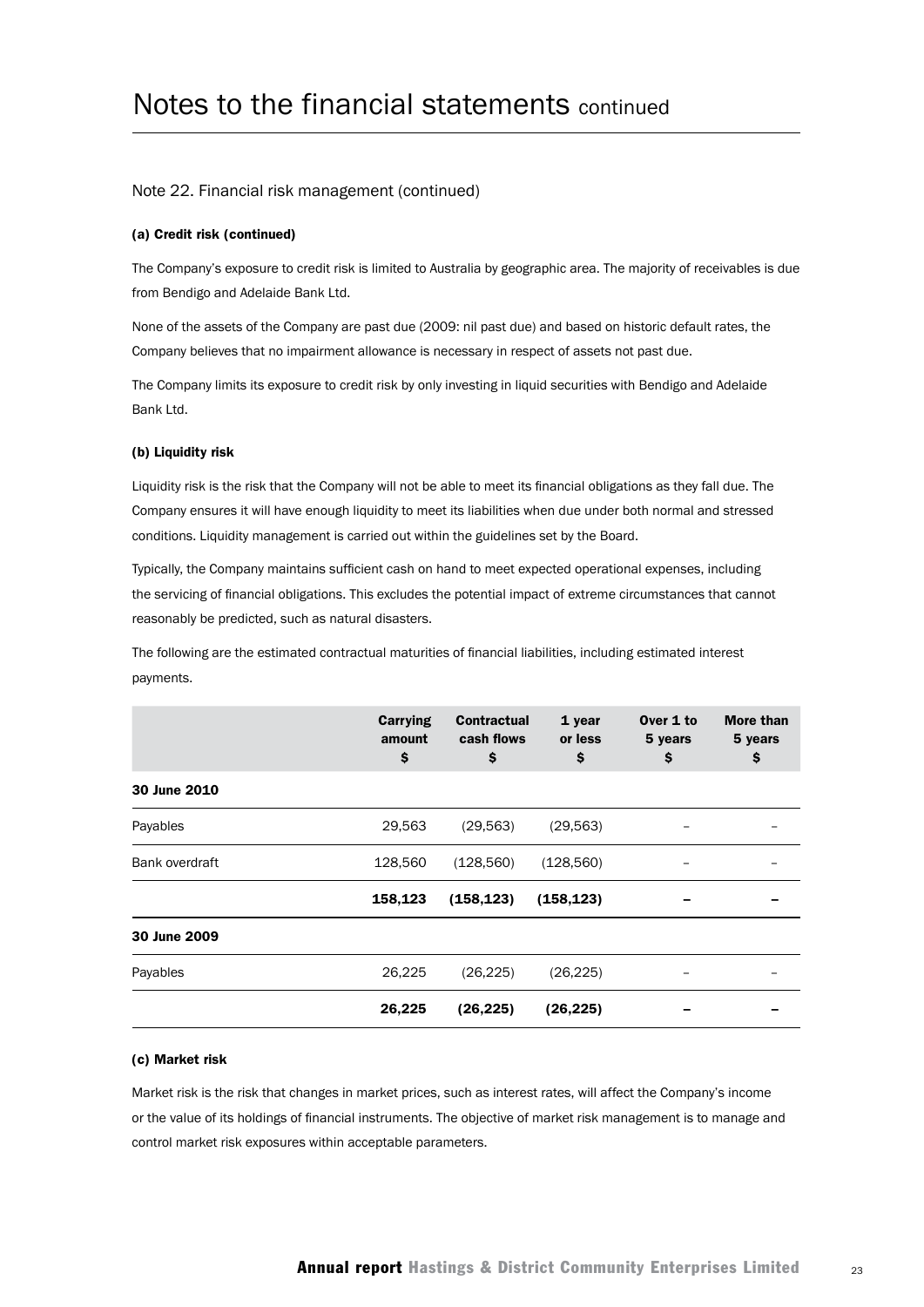# Notes to the financial statements continued

## Note 22. Financial risk management (continued)

### (a) Credit risk (continued)

The Company's exposure to credit risk is limited to Australia by geographic area. The majority of receivables is due from Bendigo and Adelaide Bank Ltd.

None of the assets of the Company are past due (2009: nil past due) and based on historic default rates, the Company believes that no impairment allowance is necessary in respect of assets not past due.

The Company limits its exposure to credit risk by only investing in liquid securities with Bendigo and Adelaide Bank Ltd.

### (b) Liquidity risk

Liquidity risk is the risk that the Company will not be able to meet its financial obligations as they fall due. The Company ensures it will have enough liquidity to meet its liabilities when due under both normal and stressed conditions. Liquidity management is carried out within the guidelines set by the Board.

Typically, the Company maintains sufficient cash on hand to meet expected operational expenses, including the servicing of financial obligations. This excludes the potential impact of extreme circumstances that cannot reasonably be predicted, such as natural disasters.

The following are the estimated contractual maturities of financial liabilities, including estimated interest payments.

| | Carrying amount $ | Contractual cash flows $ | 1 year or less $ | Over 1 to 5 years $ | More than 5 years $ |
|---|---|---|---|---|---|
| **30 June 2010** | | | | | |
| Payables | 29,563 | (29,563) | (29,563) | – | – |
| Bank overdraft | 128,560 | (128,560) | (128,560) | – | – |
| | **158,123** | **(158,123)** | **(158,123)** | **–** | **–** |
| **30 June 2009** | | | | | |
| Payables | 26,225 | (26,225) | (26,225) | – | – |
| | **26,225** | **(26,225)** | **(26,225)** | **–** | **–** |

### (c) Market risk

Market risk is the risk that changes in market prices, such as interest rates, will affect the Company's income or the value of its holdings of financial instruments. The objective of market risk management is to manage and control market risk exposures within acceptable parameters.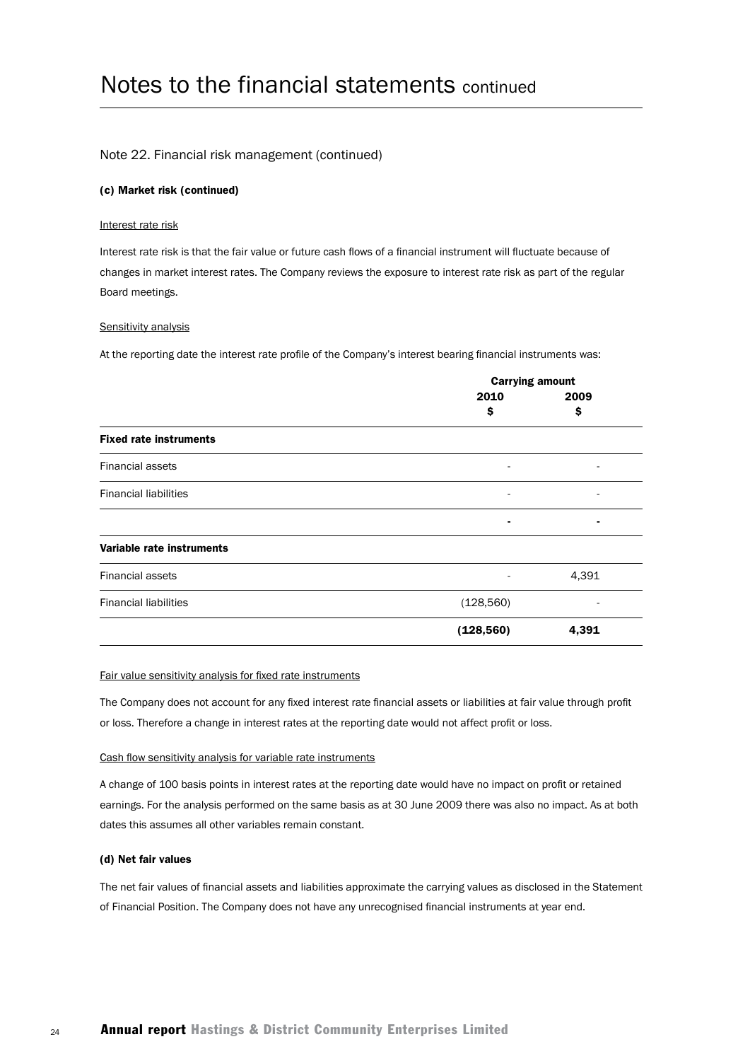# Notes to the financial statements continued

## Note 22. Financial risk management (continued)

### (c) Market risk (continued)

Interest rate risk

Interest rate risk is that the fair value or future cash flows of a financial instrument will fluctuate because of changes in market interest rates. The Company reviews the exposure to interest rate risk as part of the regular Board meetings.

Sensitivity analysis

At the reporting date the interest rate profile of the Company's interest bearing financial instruments was:

| | Carrying amount | |
|---|---|---|
| | 2010<br>$ | 2009<br>$ |
| **Fixed rate instruments** | | |
| Financial assets | - | - |
| Financial liabilities | - | - |
| | **-** | **-** |
| **Variable rate instruments** | | |
| Financial assets | - | 4,391 |
| Financial liabilities | (128,560) | - |
| | **(128,560)** | **4,391** |

Fair value sensitivity analysis for fixed rate instruments

The Company does not account for any fixed interest rate financial assets or liabilities at fair value through profit or loss. Therefore a change in interest rates at the reporting date would not affect profit or loss.

Cash flow sensitivity analysis for variable rate instruments

A change of 100 basis points in interest rates at the reporting date would have no impact on profit or retained earnings. For the analysis performed on the same basis as at 30 June 2009 there was also no impact. As at both dates this assumes all other variables remain constant.

### (d) Net fair values

The net fair values of financial assets and liabilities approximate the carrying values as disclosed in the Statement of Financial Position. The Company does not have any unrecognised financial instruments at year end.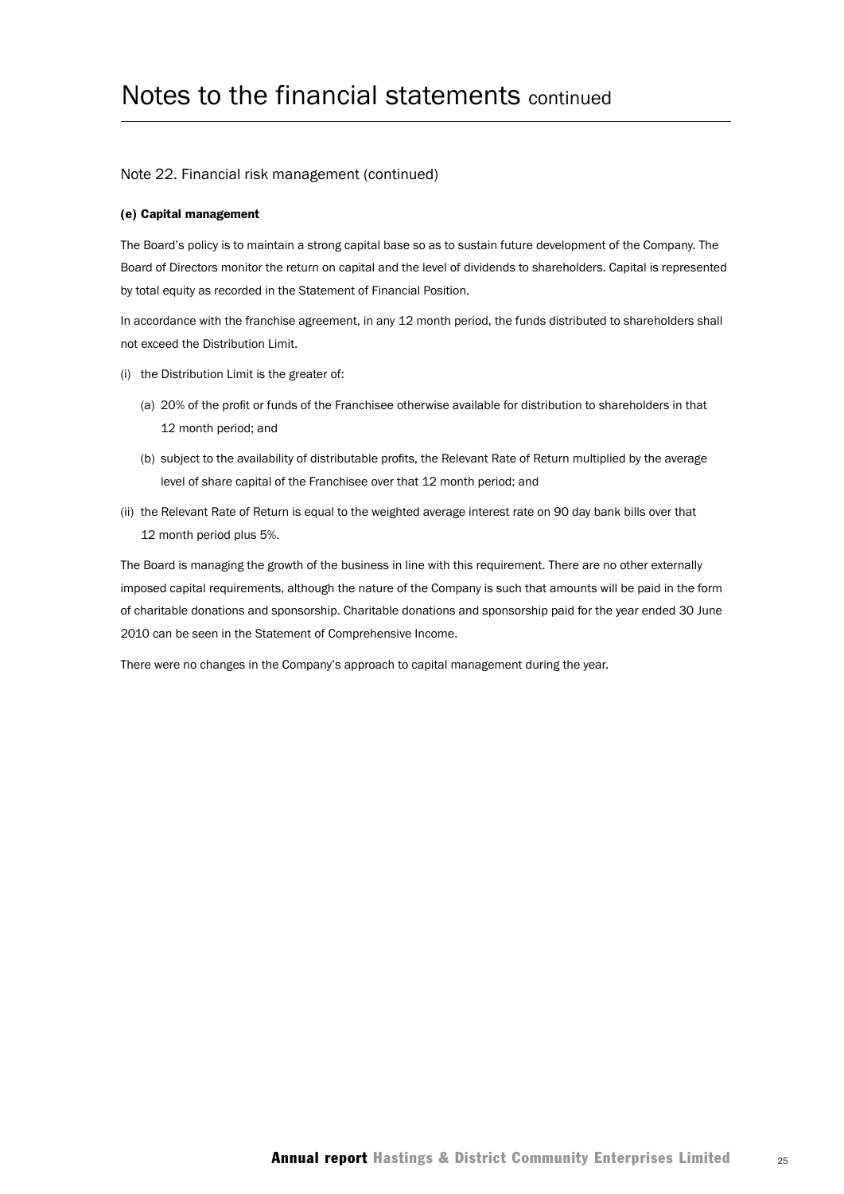# Notes to the financial statements continued

## Note 22. Financial risk management (continued)

### (e) Capital management

The Board's policy is to maintain a strong capital base so as to sustain future development of the Company. The Board of Directors monitor the return on capital and the level of dividends to shareholders. Capital is represented by total equity as recorded in the Statement of Financial Position.

In accordance with the franchise agreement, in any 12 month period, the funds distributed to shareholders shall not exceed the Distribution Limit.

(i) the Distribution Limit is the greater of:

  (a) 20% of the profit or funds of the Franchisee otherwise available for distribution to shareholders in that 12 month period; and

  (b) subject to the availability of distributable profits, the Relevant Rate of Return multiplied by the average level of share capital of the Franchisee over that 12 month period; and

(ii) the Relevant Rate of Return is equal to the weighted average interest rate on 90 day bank bills over that 12 month period plus 5%.

The Board is managing the growth of the business in line with this requirement. There are no other externally imposed capital requirements, although the nature of the Company is such that amounts will be paid in the form of charitable donations and sponsorship. Charitable donations and sponsorship paid for the year ended 30 June 2010 can be seen in the Statement of Comprehensive Income.

There were no changes in the Company's approach to capital management during the year.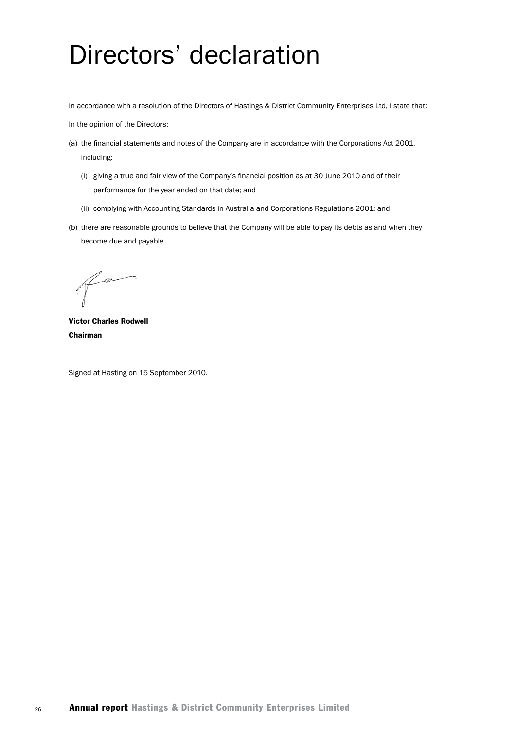# Directors' declaration

In accordance with a resolution of the Directors of Hastings & District Community Enterprises Ltd, I state that:

In the opinion of the Directors:

(a) the financial statements and notes of the Company are in accordance with the Corporations Act 2001, including:

 (i) giving a true and fair view of the Company's financial position as at 30 June 2010 and of their performance for the year ended on that date; and

 (ii) complying with Accounting Standards in Australia and Corporations Regulations 2001; and

(b) there are reasonable grounds to believe that the Company will be able to pay its debts as and when they become due and payable.

**Victor Charles Rodwell**
**Chairman**

Signed at Hasting on 15 September 2010.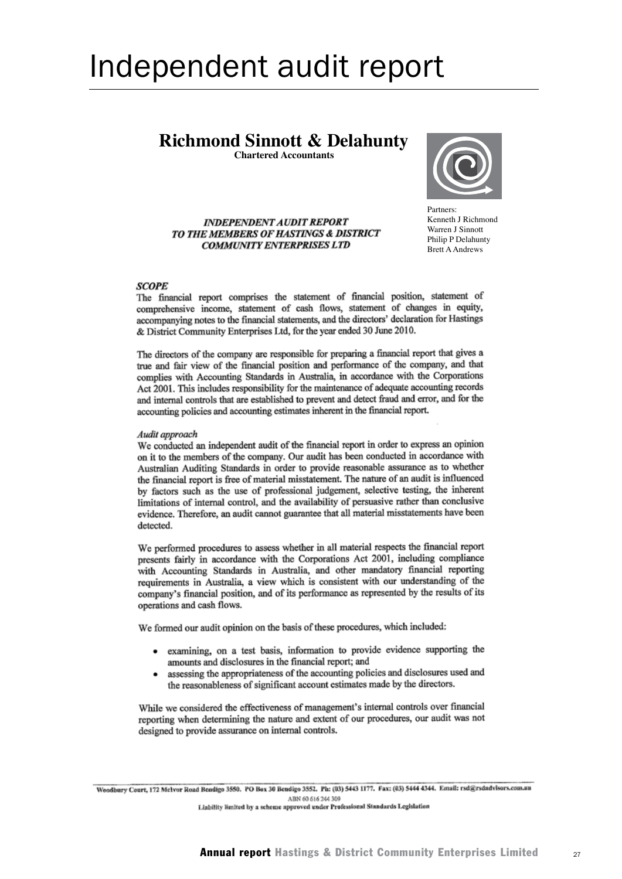# Independent audit report

## Richmond Sinnott & Delahunty

**Chartered Accountants**

Partners:
Kenneth J Richmond
Warren J Sinnott
Philip P Delahunty
Brett A Andrews

***INDEPENDENT AUDIT REPORT TO THE MEMBERS OF HASTINGS & DISTRICT COMMUNITY ENTERPRISES LTD***

***SCOPE***

The financial report comprises the statement of financial position, statement of comprehensive income, statement of cash flows, statement of changes in equity, accompanying notes to the financial statements, and the directors' declaration for Hastings & District Community Enterprises Ltd, for the year ended 30 June 2010.

The directors of the company are responsible for preparing a financial report that gives a true and fair view of the financial position and performance of the company, and that complies with Accounting Standards in Australia, in accordance with the Corporations Act 2001. This includes responsibility for the maintenance of adequate accounting records and internal controls that are established to prevent and detect fraud and error, and for the accounting policies and accounting estimates inherent in the financial report.

*Audit approach*

We conducted an independent audit of the financial report in order to express an opinion on it to the members of the company. Our audit has been conducted in accordance with Australian Auditing Standards in order to provide reasonable assurance as to whether the financial report is free of material misstatement. The nature of an audit is influenced by factors such as the use of professional judgement, selective testing, the inherent limitations of internal control, and the availability of persuasive rather than conclusive evidence. Therefore, an audit cannot guarantee that all material misstatements have been detected.

We performed procedures to assess whether in all material respects the financial report presents fairly in accordance with the Corporations Act 2001, including compliance with Accounting Standards in Australia, and other mandatory financial reporting requirements in Australia, a view which is consistent with our understanding of the company's financial position, and of its performance as represented by the results of its operations and cash flows.

We formed our audit opinion on the basis of these procedures, which included:

- examining, on a test basis, information to provide evidence supporting the amounts and disclosures in the financial report; and
- assessing the appropriateness of the accounting policies and disclosures used and the reasonableness of significant account estimates made by the directors.

While we considered the effectiveness of management's internal controls over financial reporting when determining the nature and extent of our procedures, our audit was not designed to provide assurance on internal controls.

Woodbury Court, 172 McIvor Road Bendigo 3550. PO Box 30 Bendigo 3552. Ph: (03) 5443 1177. Fax: (03) 5444 4344. Email: rsd@rsdadvisors.com.au
ABN 60 616 244 309
Liability limited by a scheme approved under Professional Standards Legislation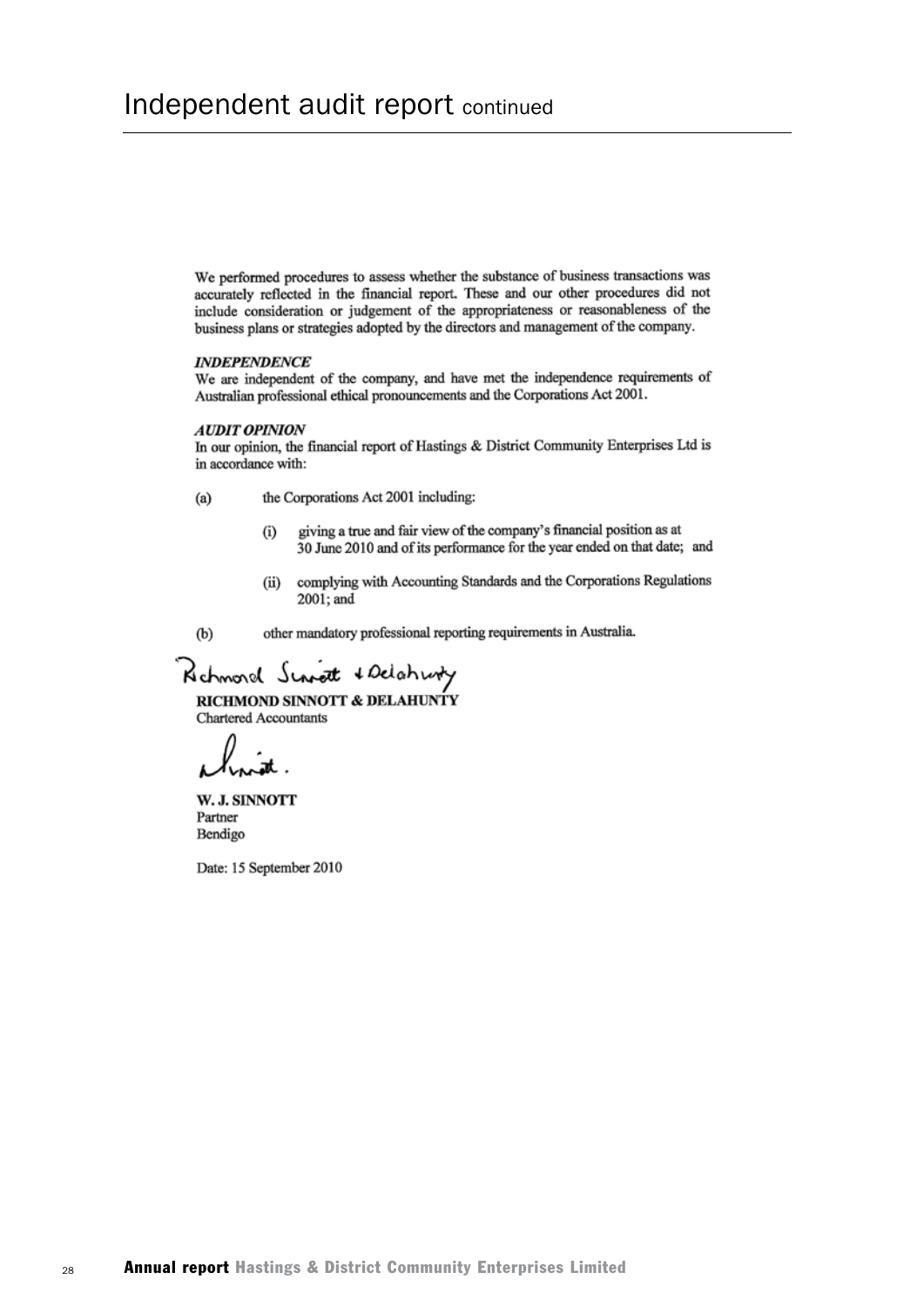# Independent audit report continued

We performed procedures to assess whether the substance of business transactions was accurately reflected in the financial report. These and our other procedures did not include consideration or judgement of the appropriateness or reasonableness of the business plans or strategies adopted by the directors and management of the company.

***INDEPENDENCE***

We are independent of the company, and have met the independence requirements of Australian professional ethical pronouncements and the Corporations Act 2001.

***AUDIT OPINION***

In our opinion, the financial report of Hastings & District Community Enterprises Ltd is in accordance with:

(a) the Corporations Act 2001 including:

- (i) giving a true and fair view of the company's financial position as at 30 June 2010 and of its performance for the year ended on that date; and
- (ii) complying with Accounting Standards and the Corporations Regulations 2001; and

(b) other mandatory professional reporting requirements in Australia.

Richmond Sinnott & Delahunty

**RICHMOND SINNOTT & DELAHUNTY**
Chartered Accountants

Sinnott.

**W. J. SINNOTT**
Partner
Bendigo

Date: 15 September 2010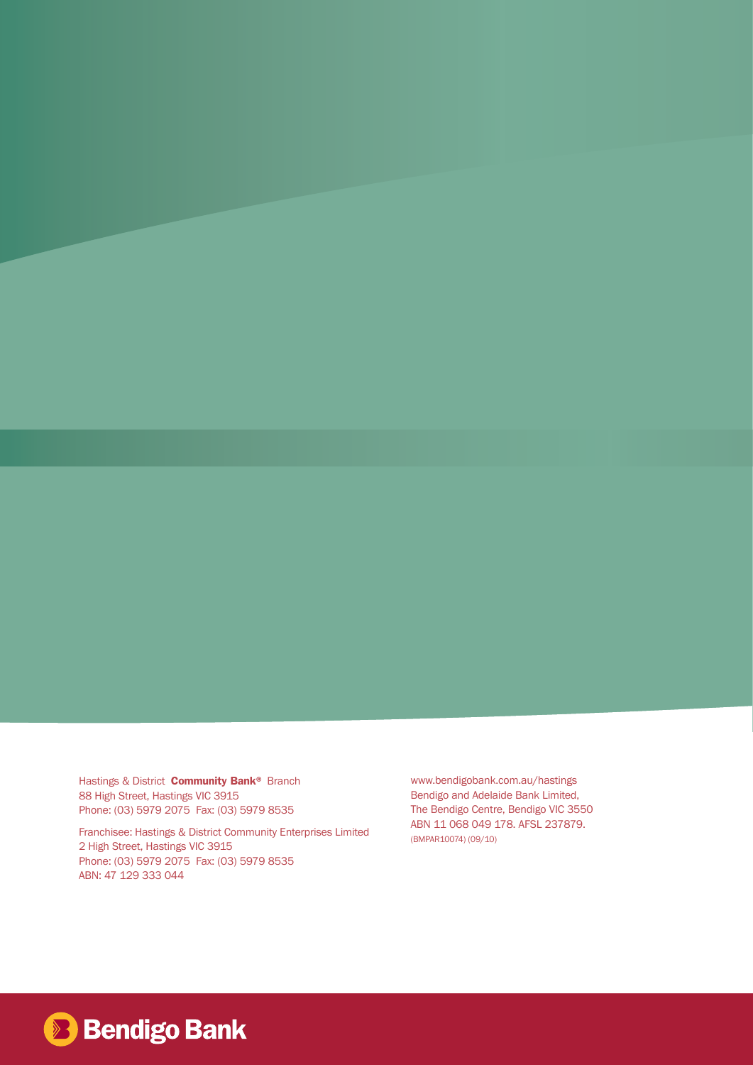Hastings & District **Community Bank®** Branch
88 High Street, Hastings VIC 3915
Phone: (03) 5979 2075 Fax: (03) 5979 8535

Franchisee: Hastings & District Community Enterprises Limited
2 High Street, Hastings VIC 3915
Phone: (03) 5979 2075 Fax: (03) 5979 8535
ABN: 47 129 333 044

www.bendigobank.com.au/hastings
Bendigo and Adelaide Bank Limited,
The Bendigo Centre, Bendigo VIC 3550
ABN 11 068 049 178. AFSL 237879.
(BMPAR10074) (09/10)

Bendigo Bank